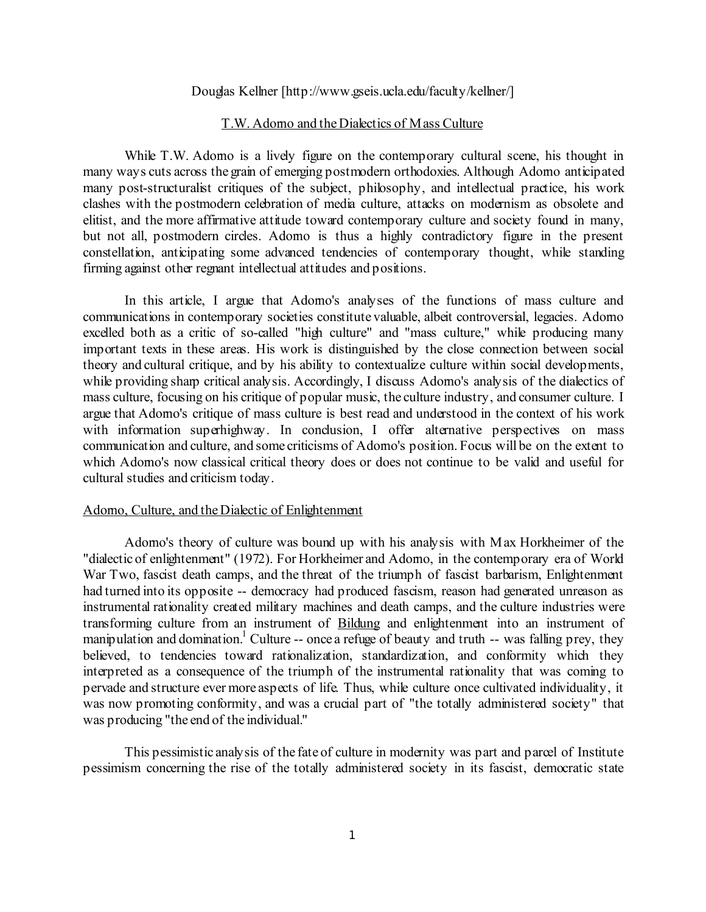Douglas Kellner [http://www.gseis.ucla.edu/faculty/kellner/]

# T.W. Adorno and the Dialectics of Mass Culture

While T.W. Adorno is a lively figure on the contemporary cultural scene, his thought in many ways cuts across the grain of emerging postmodern orthodoxies. Although Adorno anticipated many post-structuralist critiques of the subject, philosophy, and intellectual practice, his work clashes with the postmodern celebration of media culture, attacks on modernism as obsolete and elitist, and the more affirmative attitude toward contemporary culture and society found in many, but not all, postmodern circles. Adorno is thus a highly contradictory figure in the present constellation, anticipating some advanced tendencies of contemporary thought, while standing firming against other regnant intellectual attitudes and positions.

In this article, I argue that Adorno's analyses of the functions of mass culture and communications in contemporary societies constitute valuable, albeit controversial, legacies. Adorno excelled both as a critic of so-called "high culture" and "mass culture," while producing many important texts in these areas. His work is distinguished by the close connection between social theory and cultural critique, and by his ability to contextualize culture within social developments, while providing sharp critical analysis. Accordingly, I discuss Adorno's analysis of the dialectics of mass culture, focusing on his critique of popular music, the culture industry, and consumer culture. I argue that Adorno's critique of mass culture is best read and understood in the context of his work with information superhighway. In conclusion, I offer alternative perspectives on mass communication and culture, and some criticisms of Adorno's position. Focus will be on the extent to which Adorno's now classical critical theory does or does not continue to be valid and useful for cultural studies and criticism today.

## Adorno, Culture, and the Dialectic of Enlightenment

Adorno's theory of culture was bound up with his analysis with Max Horkheimer of the "dialectic of enlightenment" (1972). For Horkheimer and Adorno, in the contemporary era of World War Two, fascist death camps, and the threat of the triumph of fascist barbarism, Enlightenment had turned into its opposite -- democracy had produced fascism, reason had generated unreason as instrumental rationality created military machines and death camps, and the culture industries were transforming culture from an instrument of Bildung and enlightenment into an instrument of manipulation and domination.[1] Culture -- once a refuge of beauty and truth -- was falling prey, they believed, to tendencies toward rationalization, standardization, and conformity which they interpreted as a consequence of the triumph of the instrumental rationality that was coming to pervade and structure ever more aspects of life. Thus, while culture once cultivated individuality, it was now promoting conformity, and was a crucial part of "the totally administered society" that was producing "the end of the individual."

This pessimistic analysis of the fate of culture in modernity was part and parcel of Institute pessimism concerning the rise of the totally administered society in its fascist, democratic state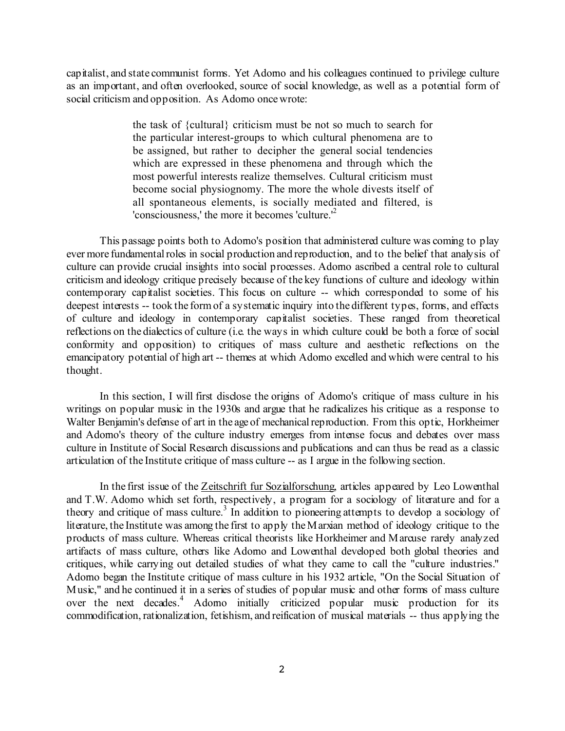capitalist, and state communist forms. Yet Adorno and his colleagues continued to privilege culture as an important, and often overlooked, source of social knowledge, as well as a potential form of social criticism and opposition. As Adorno once wrote:

> the task of {cultural} criticism must be not so much to search for the particular interest-groups to which cultural phenomena are to be assigned, but rather to decipher the general social tendencies which are expressed in these phenomena and through which the most powerful interests realize themselves. Cultural criticism must become social physiognomy. The more the whole divests itself of all spontaneous elements, is socially mediated and filtered, is 'consciousness,' the more it becomes 'culture.'[2]

This passage points both to Adorno's position that administered culture was coming to play ever more fundamental roles in social production and reproduction, and to the belief that analysis of culture can provide crucial insights into social processes. Adorno ascribed a central role to cultural criticism and ideology critique precisely because of the key functions of culture and ideology within contemporary capitalist societies. This focus on culture -- which corresponded to some of his deepest interests -- took the form of a systematic inquiry into the different types, forms, and effects of culture and ideology in contemporary capitalist societies. These ranged from theoretical reflections on the dialectics of culture (i.e. the ways in which culture could be both a force of social conformity and opposition) to critiques of mass culture and aesthetic reflections on the emancipatory potential of high art -- themes at which Adorno excelled and which were central to his thought.

In this section, I will first disclose the origins of Adorno's critique of mass culture in his writings on popular music in the 1930s and argue that he radicalizes his critique as a response to Walter Benjamin's defense of art in the age of mechanical reproduction. From this optic, Horkheimer and Adorno's theory of the culture industry emerges from intense focus and debates over mass culture in Institute of Social Research discussions and publications and can thus be read as a classic articulation of the Institute critique of mass culture -- as I argue in the following section.

In the first issue of the Zeitschrift fur Sozialforschung, articles appeared by Leo Lowenthal and T.W. Adorno which set forth, respectively, a program for a sociology of literature and for a theory and critique of mass culture.[3] In addition to pioneering attempts to develop a sociology of literature, the Institute was among the first to apply the Marxian method of ideology critique to the products of mass culture. Whereas critical theorists like Horkheimer and Marcuse rarely analyzed artifacts of mass culture, others like Adorno and Lowenthal developed both global theories and critiques, while carrying out detailed studies of what they came to call the "culture industries." Adorno began the Institute critique of mass culture in his 1932 article, "On the Social Situation of Music," and he continued it in a series of studies of popular music and other forms of mass culture over the next decades.[4] Adorno initially criticized popular music production for its commodification, rationalization, fetishism, and reification of musical materials -- thus applying the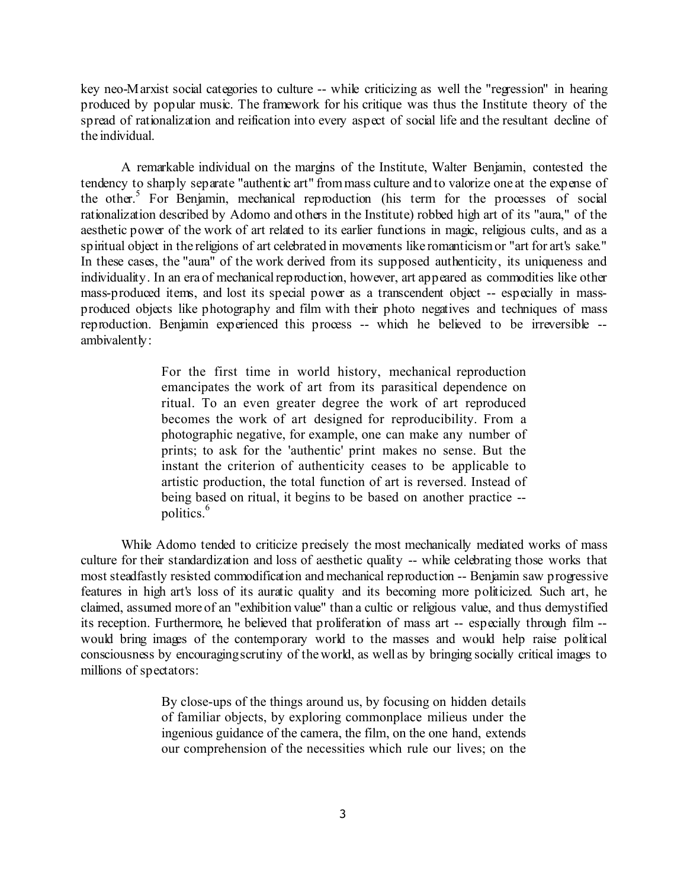key neo-Marxist social categories to culture -- while criticizing as well the "regression" in hearing produced by popular music. The framework for his critique was thus the Institute theory of the spread of rationalization and reification into every aspect of social life and the resultant decline of the individual.

A remarkable individual on the margins of the Institute, Walter Benjamin, contested the tendency to sharply separate "authentic art" from mass culture and to valorize one at the expense of the other.[5] For Benjamin, mechanical reproduction (his term for the processes of social rationalization described by Adorno and others in the Institute) robbed high art of its "aura," of the aesthetic power of the work of art related to its earlier functions in magic, religious cults, and as a spiritual object in the religions of art celebrated in movements like romanticism or "art for art's sake." In these cases, the "aura" of the work derived from its supposed authenticity, its uniqueness and individuality. In an era of mechanical reproduction, however, art appeared as commodities like other mass-produced items, and lost its special power as a transcendent object -- especially in mass-produced objects like photography and film with their photo negatives and techniques of mass reproduction. Benjamin experienced this process -- which he believed to be irreversible -- ambivalently:

> For the first time in world history, mechanical reproduction emancipates the work of art from its parasitical dependence on ritual. To an even greater degree the work of art reproduced becomes the work of art designed for reproducibility. From a photographic negative, for example, one can make any number of prints; to ask for the 'authentic' print makes no sense. But the instant the criterion of authenticity ceases to be applicable to artistic production, the total function of art is reversed. Instead of being based on ritual, it begins to be based on another practice -- politics.[6]

While Adorno tended to criticize precisely the most mechanically mediated works of mass culture for their standardization and loss of aesthetic quality -- while celebrating those works that most steadfastly resisted commodification and mechanical reproduction -- Benjamin saw progressive features in high art's loss of its auratic quality and its becoming more politicized. Such art, he claimed, assumed more of an "exhibition value" than a cultic or religious value, and thus demystified its reception. Furthermore, he believed that proliferation of mass art -- especially through film -- would bring images of the contemporary world to the masses and would help raise political consciousness by encouraging scrutiny of the world, as well as by bringing socially critical images to millions of spectators:

> By close-ups of the things around us, by focusing on hidden details of familiar objects, by exploring commonplace milieus under the ingenious guidance of the camera, the film, on the one hand, extends our comprehension of the necessities which rule our lives; on the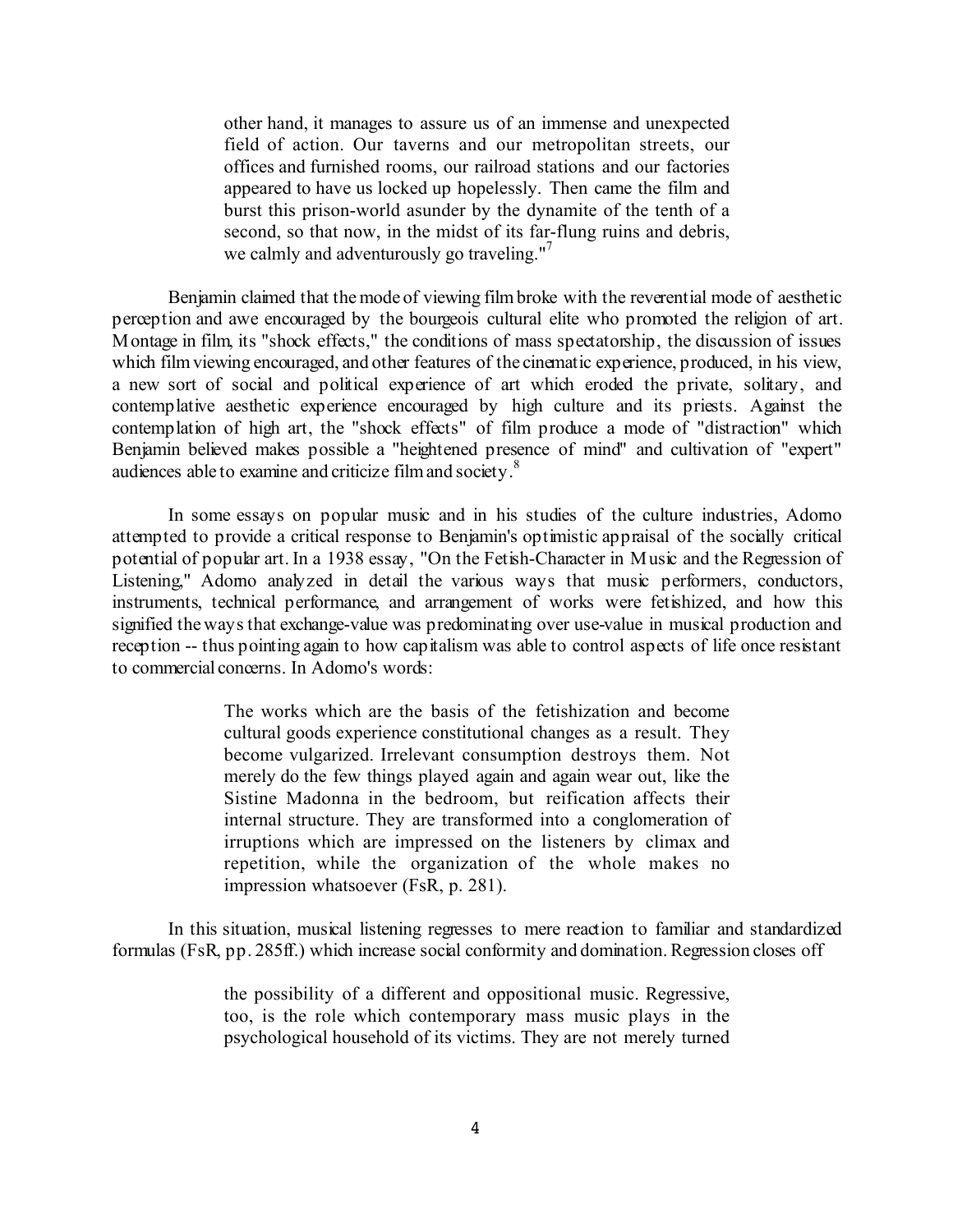> other hand, it manages to assure us of an immense and unexpected field of action. Our taverns and our metropolitan streets, our offices and furnished rooms, our railroad stations and our factories appeared to have us locked up hopelessly. Then came the film and burst this prison-world asunder by the dynamite of the tenth of a second, so that now, in the midst of its far-flung ruins and debris, we calmly and adventurously go traveling."[7]

Benjamin claimed that the mode of viewing film broke with the reverential mode of aesthetic perception and awe encouraged by the bourgeois cultural elite who promoted the religion of art. Montage in film, its "shock effects," the conditions of mass spectatorship, the discussion of issues which film viewing encouraged, and other features of the cinematic experience, produced, in his view, a new sort of social and political experience of art which eroded the private, solitary, and contemplative aesthetic experience encouraged by high culture and its priests. Against the contemplation of high art, the "shock effects" of film produce a mode of "distraction" which Benjamin believed makes possible a "heightened presence of mind" and cultivation of "expert" audiences able to examine and criticize film and society.[8]

In some essays on popular music and in his studies of the culture industries, Adorno attempted to provide a critical response to Benjamin's optimistic appraisal of the socially critical potential of popular art. In a 1938 essay, "On the Fetish-Character in Music and the Regression of Listening," Adorno analyzed in detail the various ways that music performers, conductors, instruments, technical performance, and arrangement of works were fetishized, and how this signified the ways that exchange-value was predominating over use-value in musical production and reception -- thus pointing again to how capitalism was able to control aspects of life once resistant to commercial concerns. In Adorno's words:

> The works which are the basis of the fetishization and become cultural goods experience constitutional changes as a result. They become vulgarized. Irrelevant consumption destroys them. Not merely do the few things played again and again wear out, like the Sistine Madonna in the bedroom, but reification affects their internal structure. They are transformed into a conglomeration of irruptions which are impressed on the listeners by climax and repetition, while the organization of the whole makes no impression whatsoever (FsR, p. 281).

In this situation, musical listening regresses to mere reaction to familiar and standardized formulas (FsR, pp. 285ff.) which increase social conformity and domination. Regression closes off

> the possibility of a different and oppositional music. Regressive, too, is the role which contemporary mass music plays in the psychological household of its victims. They are not merely turned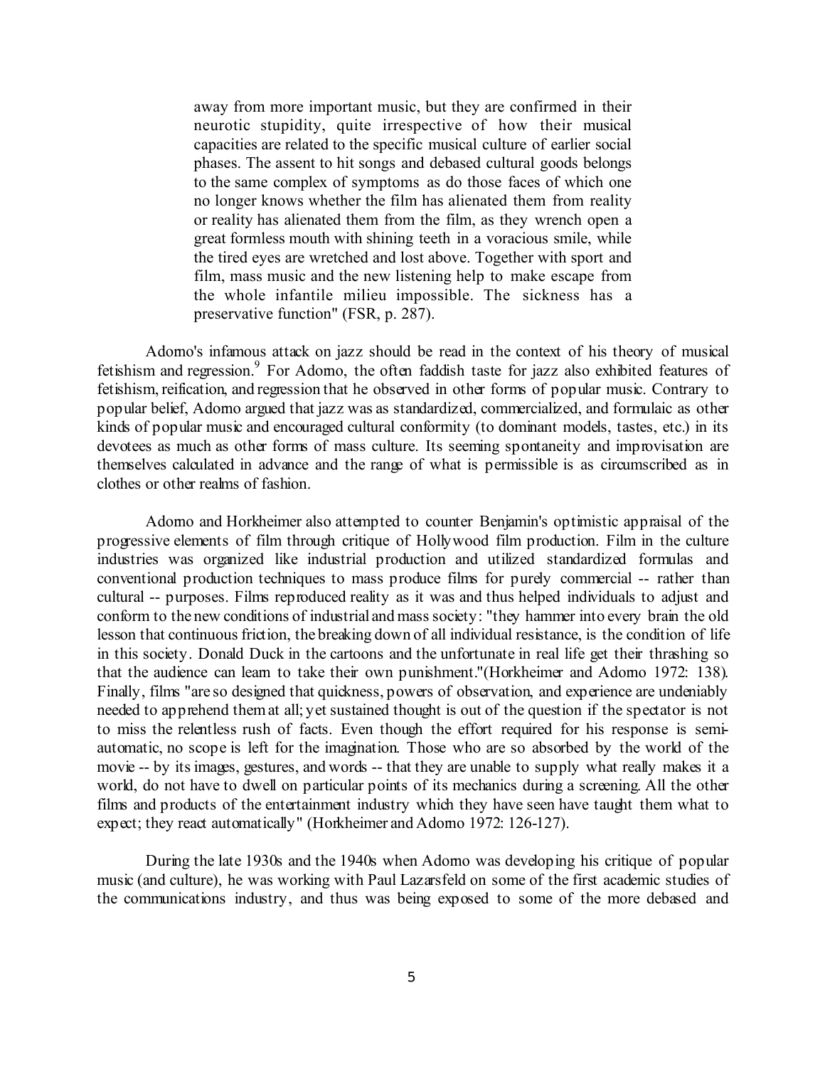> away from more important music, but they are confirmed in their neurotic stupidity, quite irrespective of how their musical capacities are related to the specific musical culture of earlier social phases. The assent to hit songs and debased cultural goods belongs to the same complex of symptoms as do those faces of which one no longer knows whether the film has alienated them from reality or reality has alienated them from the film, as they wrench open a great formless mouth with shining teeth in a voracious smile, while the tired eyes are wretched and lost above. Together with sport and film, mass music and the new listening help to make escape from the whole infantile milieu impossible. The sickness has a preservative function" (FSR, p. 287).

Adorno's infamous attack on jazz should be read in the context of his theory of musical fetishism and regression.[9] For Adorno, the often faddish taste for jazz also exhibited features of fetishism, reification, and regression that he observed in other forms of popular music. Contrary to popular belief, Adorno argued that jazz was as standardized, commercialized, and formulaic as other kinds of popular music and encouraged cultural conformity (to dominant models, tastes, etc.) in its devotees as much as other forms of mass culture. Its seeming spontaneity and improvisation are themselves calculated in advance and the range of what is permissible is as circumscribed as in clothes or other realms of fashion.

Adorno and Horkheimer also attempted to counter Benjamin's optimistic appraisal of the progressive elements of film through critique of Hollywood film production. Film in the culture industries was organized like industrial production and utilized standardized formulas and conventional production techniques to mass produce films for purely commercial -- rather than cultural -- purposes. Films reproduced reality as it was and thus helped individuals to adjust and conform to the new conditions of industrial and mass society: "they hammer into every brain the old lesson that continuous friction, the breaking down of all individual resistance, is the condition of life in this society. Donald Duck in the cartoons and the unfortunate in real life get their thrashing so that the audience can learn to take their own punishment."(Horkheimer and Adorno 1972: 138). Finally, films "are so designed that quickness, powers of observation, and experience are undeniably needed to apprehend them at all; yet sustained thought is out of the question if the spectator is not to miss the relentless rush of facts. Even though the effort required for his response is semi-automatic, no scope is left for the imagination. Those who are so absorbed by the world of the movie -- by its images, gestures, and words -- that they are unable to supply what really makes it a world, do not have to dwell on particular points of its mechanics during a screening. All the other films and products of the entertainment industry which they have seen have taught them what to expect; they react automatically" (Horkheimer and Adorno 1972: 126-127).

During the late 1930s and the 1940s when Adorno was developing his critique of popular music (and culture), he was working with Paul Lazarsfeld on some of the first academic studies of the communications industry, and thus was being exposed to some of the more debased and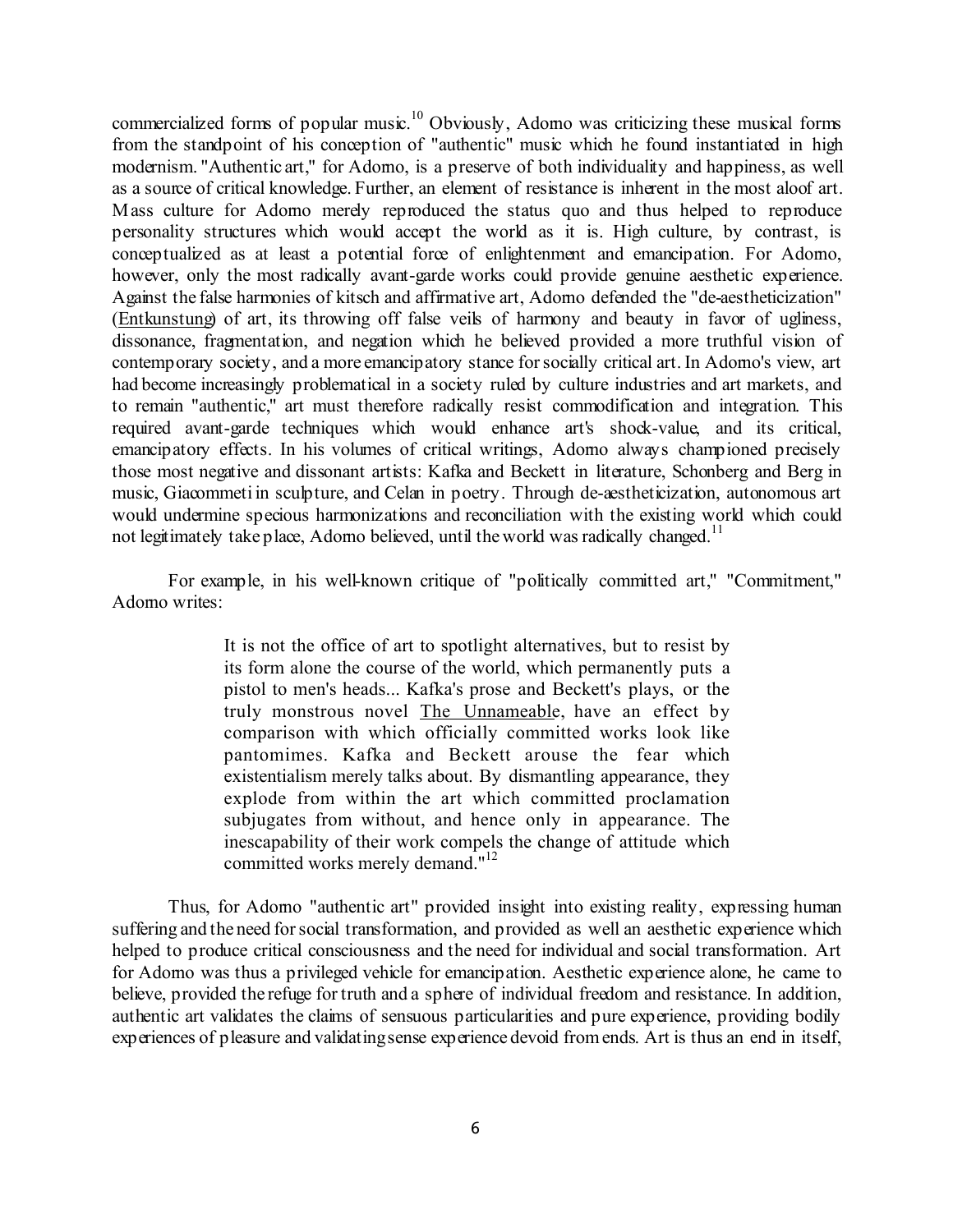commercialized forms of popular music.[10] Obviously, Adorno was criticizing these musical forms from the standpoint of his conception of "authentic" music which he found instantiated in high modernism. "Authentic art," for Adorno, is a preserve of both individuality and happiness, as well as a source of critical knowledge. Further, an element of resistance is inherent in the most aloof art. Mass culture for Adorno merely reproduced the status quo and thus helped to reproduce personality structures which would accept the world as it is. High culture, by contrast, is conceptualized as at least a potential force of enlightenment and emancipation. For Adorno, however, only the most radically avant-garde works could provide genuine aesthetic experience. Against the false harmonies of kitsch and affirmative art, Adorno defended the "de-aestheticization" (Entkunstung) of art, its throwing off false veils of harmony and beauty in favor of ugliness, dissonance, fragmentation, and negation which he believed provided a more truthful vision of contemporary society, and a more emancipatory stance for socially critical art. In Adorno's view, art had become increasingly problematical in a society ruled by culture industries and art markets, and to remain "authentic," art must therefore radically resist commodification and integration. This required avant-garde techniques which would enhance art's shock-value, and its critical, emancipatory effects. In his volumes of critical writings, Adorno always championed precisely those most negative and dissonant artists: Kafka and Beckett in literature, Schonberg and Berg in music, Giacommeti in sculpture, and Celan in poetry. Through de-aestheticization, autonomous art would undermine specious harmonizations and reconciliation with the existing world which could not legitimately take place, Adorno believed, until the world was radically changed.[11]

For example, in his well-known critique of "politically committed art," "Commitment," Adorno writes:

> It is not the office of art to spotlight alternatives, but to resist by its form alone the course of the world, which permanently puts a pistol to men's heads... Kafka's prose and Beckett's plays, or the truly monstrous novel The Unnameable, have an effect by comparison with which officially committed works look like pantomimes. Kafka and Beckett arouse the fear which existentialism merely talks about. By dismantling appearance, they explode from within the art which committed proclamation subjugates from without, and hence only in appearance. The inescapability of their work compels the change of attitude which committed works merely demand."[12]

Thus, for Adorno "authentic art" provided insight into existing reality, expressing human suffering and the need for social transformation, and provided as well an aesthetic experience which helped to produce critical consciousness and the need for individual and social transformation. Art for Adorno was thus a privileged vehicle for emancipation. Aesthetic experience alone, he came to believe, provided the refuge for truth and a sphere of individual freedom and resistance. In addition, authentic art validates the claims of sensuous particularities and pure experience, providing bodily experiences of pleasure and validating sense experience devoid from ends. Art is thus an end in itself,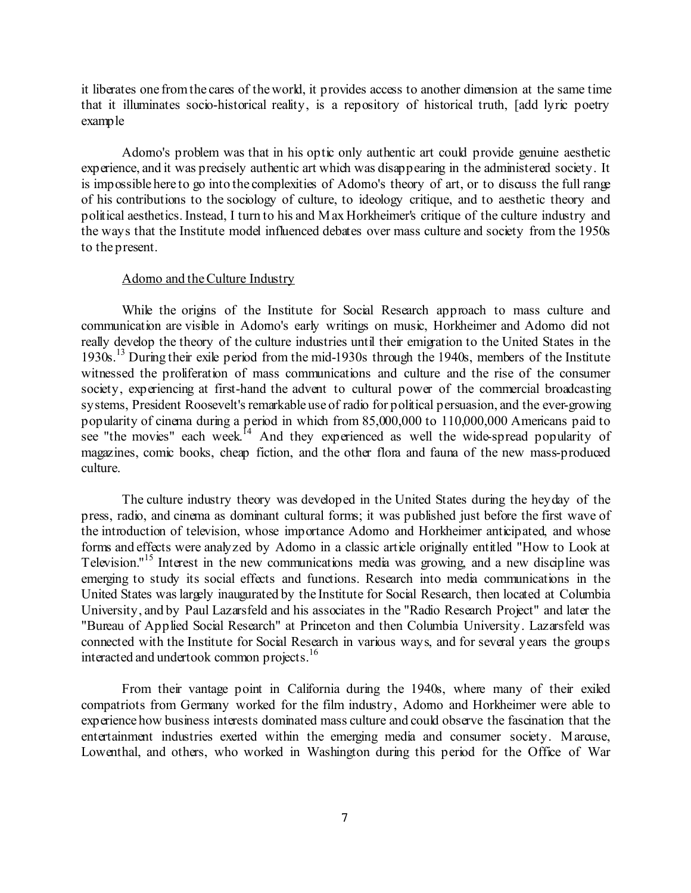it liberates one from the cares of the world, it provides access to another dimension at the same time that it illuminates socio-historical reality, is a repository of historical truth, [add lyric poetry example

Adorno's problem was that in his optic only authentic art could provide genuine aesthetic experience, and it was precisely authentic art which was disappearing in the administered society. It is impossible here to go into the complexities of Adorno's theory of art, or to discuss the full range of his contributions to the sociology of culture, to ideology critique, and to aesthetic theory and political aesthetics. Instead, I turn to his and Max Horkheimer's critique of the culture industry and the ways that the Institute model influenced debates over mass culture and society from the 1950s to the present.

Adorno and the Culture Industry

While the origins of the Institute for Social Research approach to mass culture and communication are visible in Adorno's early writings on music, Horkheimer and Adorno did not really develop the theory of the culture industries until their emigration to the United States in the 1930s.[13] During their exile period from the mid-1930s through the 1940s, members of the Institute witnessed the proliferation of mass communications and culture and the rise of the consumer society, experiencing at first-hand the advent to cultural power of the commercial broadcasting systems, President Roosevelt's remarkable use of radio for political persuasion, and the ever-growing popularity of cinema during a period in which from 85,000,000 to 110,000,000 Americans paid to see "the movies" each week.[14] And they experienced as well the wide-spread popularity of magazines, comic books, cheap fiction, and the other flora and fauna of the new mass-produced culture.

The culture industry theory was developed in the United States during the heyday of the press, radio, and cinema as dominant cultural forms; it was published just before the first wave of the introduction of television, whose importance Adorno and Horkheimer anticipated, and whose forms and effects were analyzed by Adorno in a classic article originally entitled "How to Look at Television."[15] Interest in the new communications media was growing, and a new discipline was emerging to study its social effects and functions. Research into media communications in the United States was largely inaugurated by the Institute for Social Research, then located at Columbia University, and by Paul Lazarsfeld and his associates in the "Radio Research Project" and later the "Bureau of Applied Social Research" at Princeton and then Columbia University. Lazarsfeld was connected with the Institute for Social Research in various ways, and for several years the groups interacted and undertook common projects.[16]

From their vantage point in California during the 1940s, where many of their exiled compatriots from Germany worked for the film industry, Adorno and Horkheimer were able to experience how business interests dominated mass culture and could observe the fascination that the entertainment industries exerted within the emerging media and consumer society. Marcuse, Lowenthal, and others, who worked in Washington during this period for the Office of War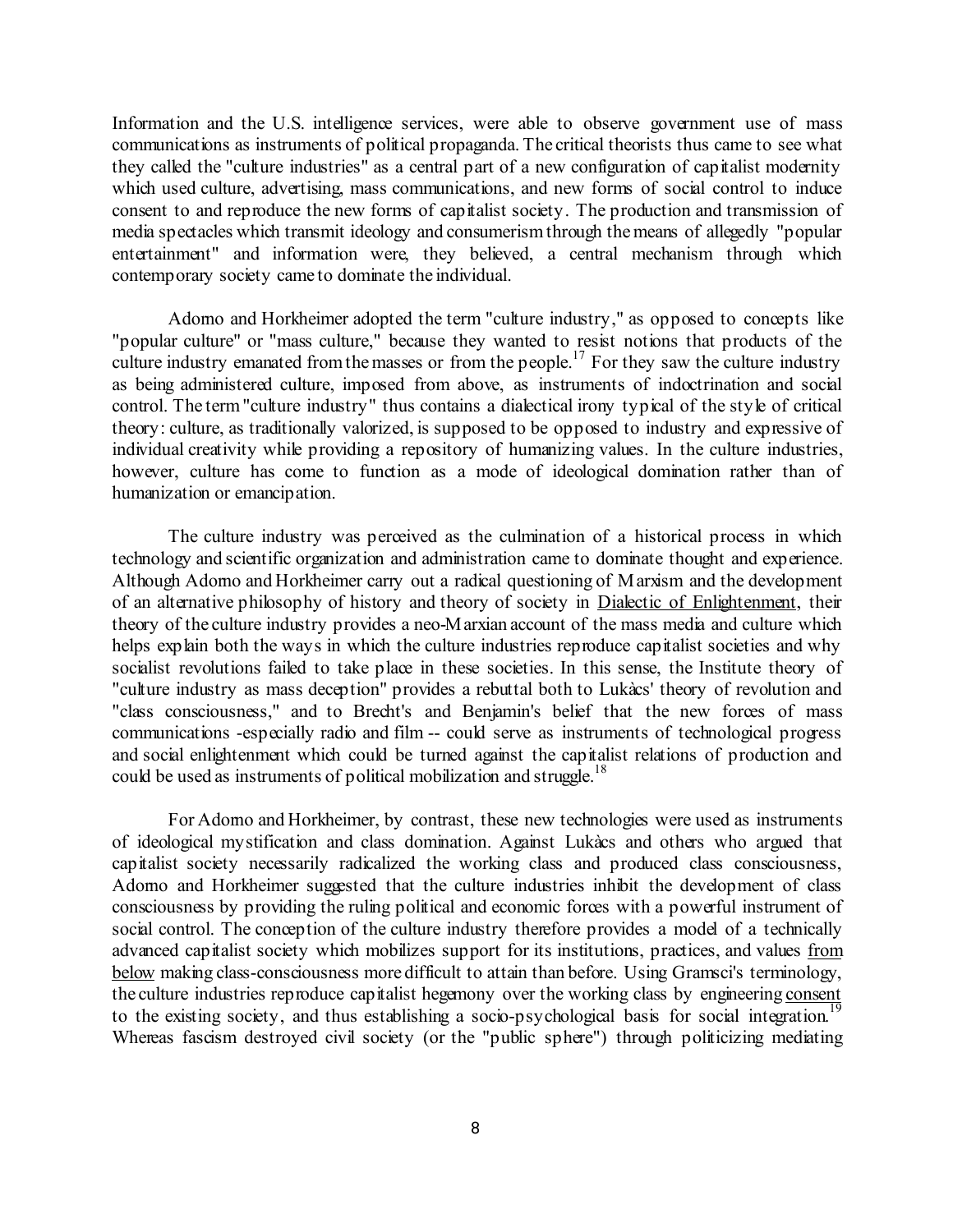Information and the U.S. intelligence services, were able to observe government use of mass communications as instruments of political propaganda. The critical theorists thus came to see what they called the "culture industries" as a central part of a new configuration of capitalist modernity which used culture, advertising, mass communications, and new forms of social control to induce consent to and reproduce the new forms of capitalist society. The production and transmission of media spectacles which transmit ideology and consumerism through the means of allegedly "popular entertainment" and information were, they believed, a central mechanism through which contemporary society came to dominate the individual.

Adorno and Horkheimer adopted the term "culture industry," as opposed to concepts like "popular culture" or "mass culture," because they wanted to resist notions that products of the culture industry emanated from the masses or from the people.[17] For they saw the culture industry as being administered culture, imposed from above, as instruments of indoctrination and social control. The term "culture industry" thus contains a dialectical irony typical of the style of critical theory: culture, as traditionally valorized, is supposed to be opposed to industry and expressive of individual creativity while providing a repository of humanizing values. In the culture industries, however, culture has come to function as a mode of ideological domination rather than of humanization or emancipation.

The culture industry was perceived as the culmination of a historical process in which technology and scientific organization and administration came to dominate thought and experience. Although Adorno and Horkheimer carry out a radical questioning of Marxism and the development of an alternative philosophy of history and theory of society in Dialectic of Enlightenment, their theory of the culture industry provides a neo-Marxian account of the mass media and culture which helps explain both the ways in which the culture industries reproduce capitalist societies and why socialist revolutions failed to take place in these societies. In this sense, the Institute theory of "culture industry as mass deception" provides a rebuttal both to Lukàcs' theory of revolution and "class consciousness," and to Brecht's and Benjamin's belief that the new forces of mass communications -especially radio and film -- could serve as instruments of technological progress and social enlightenment which could be turned against the capitalist relations of production and could be used as instruments of political mobilization and struggle.[18]

For Adorno and Horkheimer, by contrast, these new technologies were used as instruments of ideological mystification and class domination. Against Lukàcs and others who argued that capitalist society necessarily radicalized the working class and produced class consciousness, Adorno and Horkheimer suggested that the culture industries inhibit the development of class consciousness by providing the ruling political and economic forces with a powerful instrument of social control. The conception of the culture industry therefore provides a model of a technically advanced capitalist society which mobilizes support for its institutions, practices, and values from below making class-consciousness more difficult to attain than before. Using Gramsci's terminology, the culture industries reproduce capitalist hegemony over the working class by engineering consent to the existing society, and thus establishing a socio-psychological basis for social integration.[19] Whereas fascism destroyed civil society (or the "public sphere") through politicizing mediating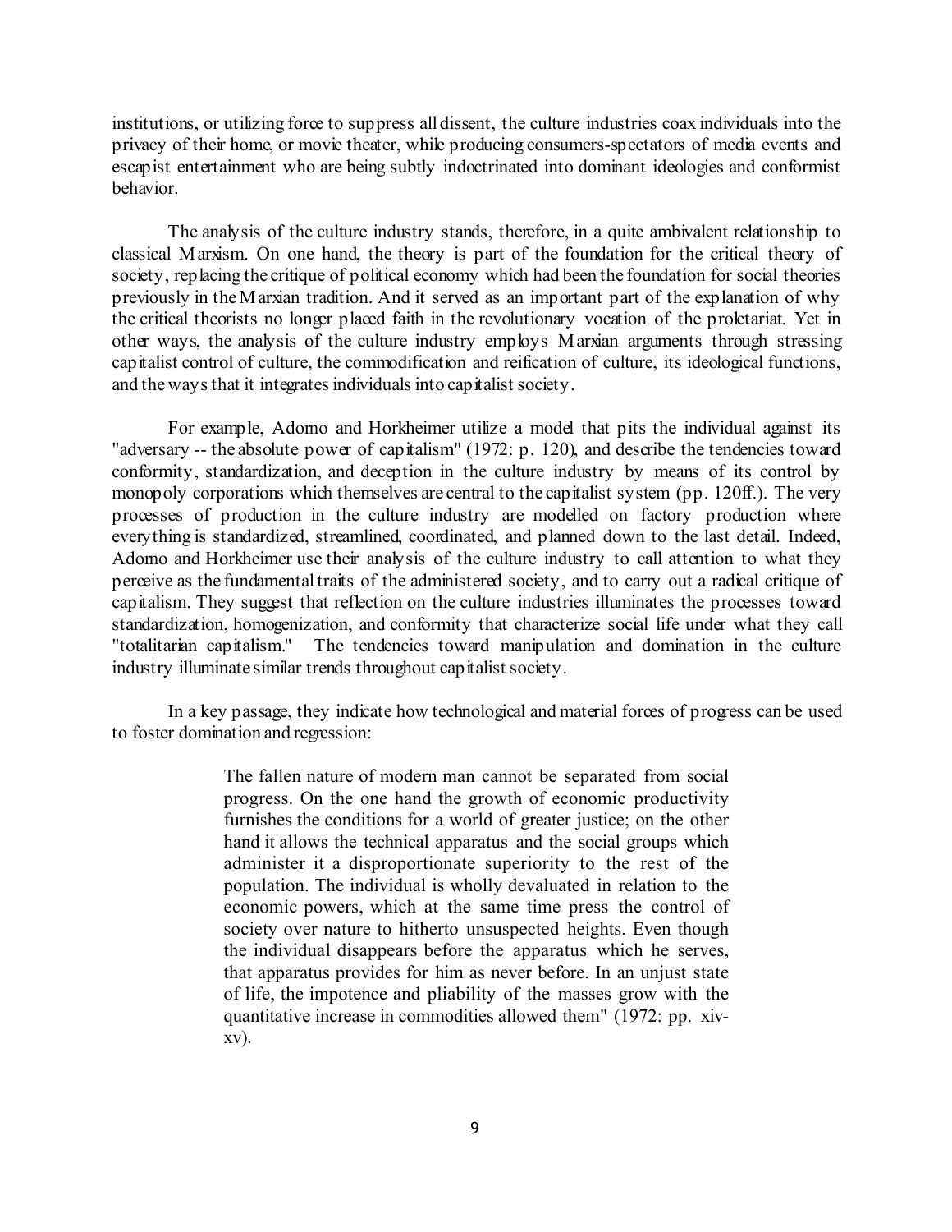institutions, or utilizing force to suppress all dissent, the culture industries coax individuals into the privacy of their home, or movie theater, while producing consumers-spectators of media events and escapist entertainment who are being subtly indoctrinated into dominant ideologies and conformist behavior.

The analysis of the culture industry stands, therefore, in a quite ambivalent relationship to classical Marxism. On one hand, the theory is part of the foundation for the critical theory of society, replacing the critique of political economy which had been the foundation for social theories previously in the Marxian tradition. And it served as an important part of the explanation of why the critical theorists no longer placed faith in the revolutionary vocation of the proletariat. Yet in other ways, the analysis of the culture industry employs Marxian arguments through stressing capitalist control of culture, the commodification and reification of culture, its ideological functions, and the ways that it integrates individuals into capitalist society.

For example, Adorno and Horkheimer utilize a model that pits the individual against its "adversary -- the absolute power of capitalism" (1972: p. 120), and describe the tendencies toward conformity, standardization, and deception in the culture industry by means of its control by monopoly corporations which themselves are central to the capitalist system (pp. 120ff.). The very processes of production in the culture industry are modelled on factory production where everything is standardized, streamlined, coordinated, and planned down to the last detail. Indeed, Adorno and Horkheimer use their analysis of the culture industry to call attention to what they perceive as the fundamental traits of the administered society, and to carry out a radical critique of capitalism. They suggest that reflection on the culture industries illuminates the processes toward standardization, homogenization, and conformity that characterize social life under what they call "totalitarian capitalism." The tendencies toward manipulation and domination in the culture industry illuminate similar trends throughout capitalist society.

In a key passage, they indicate how technological and material forces of progress can be used to foster domination and regression:

> The fallen nature of modern man cannot be separated from social progress. On the one hand the growth of economic productivity furnishes the conditions for a world of greater justice; on the other hand it allows the technical apparatus and the social groups which administer it a disproportionate superiority to the rest of the population. The individual is wholly devaluated in relation to the economic powers, which at the same time press the control of society over nature to hitherto unsuspected heights. Even though the individual disappears before the apparatus which he serves, that apparatus provides for him as never before. In an unjust state of life, the impotence and pliability of the masses grow with the quantitative increase in commodities allowed them" (1972: pp. xiv-xv).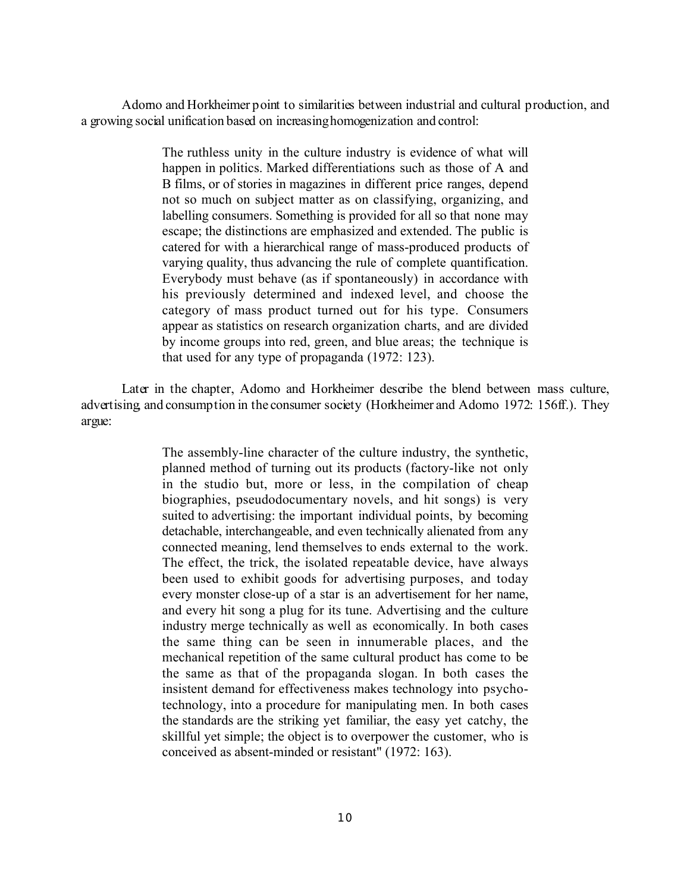Adorno and Horkheimer point to similarities between industrial and cultural production, and a growing social unification based on increasing homogenization and control:

> The ruthless unity in the culture industry is evidence of what will happen in politics. Marked differentiations such as those of A and B films, or of stories in magazines in different price ranges, depend not so much on subject matter as on classifying, organizing, and labelling consumers. Something is provided for all so that none may escape; the distinctions are emphasized and extended. The public is catered for with a hierarchical range of mass-produced products of varying quality, thus advancing the rule of complete quantification. Everybody must behave (as if spontaneously) in accordance with his previously determined and indexed level, and choose the category of mass product turned out for his type. Consumers appear as statistics on research organization charts, and are divided by income groups into red, green, and blue areas; the technique is that used for any type of propaganda (1972: 123).

Later in the chapter, Adorno and Horkheimer describe the blend between mass culture, advertising, and consumption in the consumer society (Horkheimer and Adorno 1972: 156ff.). They argue:

> The assembly-line character of the culture industry, the synthetic, planned method of turning out its products (factory-like not only in the studio but, more or less, in the compilation of cheap biographies, pseudodocumentary novels, and hit songs) is very suited to advertising: the important individual points, by becoming detachable, interchangeable, and even technically alienated from any connected meaning, lend themselves to ends external to the work. The effect, the trick, the isolated repeatable device, have always been used to exhibit goods for advertising purposes, and today every monster close-up of a star is an advertisement for her name, and every hit song a plug for its tune. Advertising and the culture industry merge technically as well as economically. In both cases the same thing can be seen in innumerable places, and the mechanical repetition of the same cultural product has come to be the same as that of the propaganda slogan. In both cases the insistent demand for effectiveness makes technology into psycho-technology, into a procedure for manipulating men. In both cases the standards are the striking yet familiar, the easy yet catchy, the skillful yet simple; the object is to overpower the customer, who is conceived as absent-minded or resistant" (1972: 163).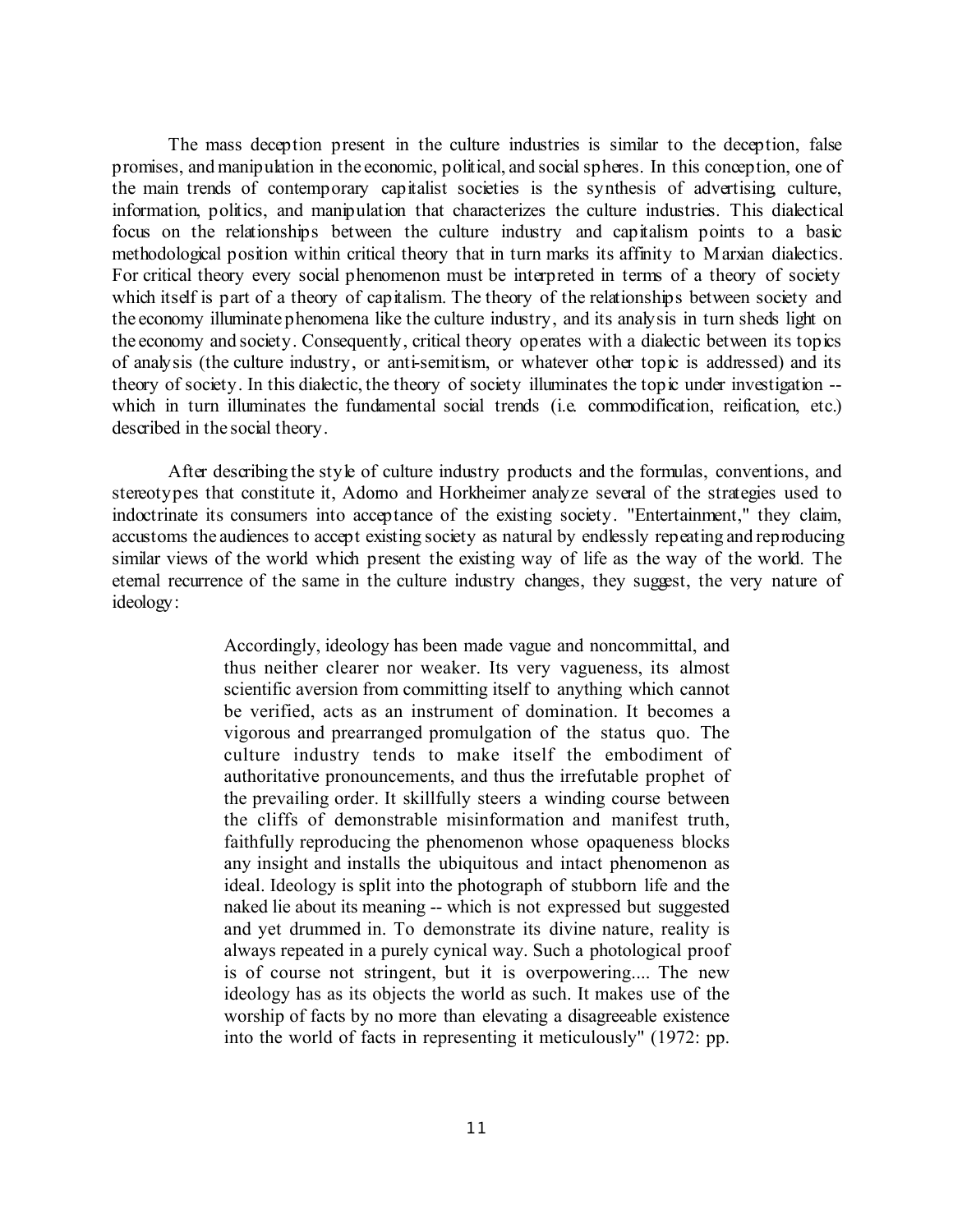The mass deception present in the culture industries is similar to the deception, false promises, and manipulation in the economic, political, and social spheres. In this conception, one of the main trends of contemporary capitalist societies is the synthesis of advertising, culture, information, politics, and manipulation that characterizes the culture industries. This dialectical focus on the relationships between the culture industry and capitalism points to a basic methodological position within critical theory that in turn marks its affinity to Marxian dialectics. For critical theory every social phenomenon must be interpreted in terms of a theory of society which itself is part of a theory of capitalism. The theory of the relationships between society and the economy illuminate phenomena like the culture industry, and its analysis in turn sheds light on the economy and society. Consequently, critical theory operates with a dialectic between its topics of analysis (the culture industry, or anti-semitism, or whatever other topic is addressed) and its theory of society. In this dialectic, the theory of society illuminates the topic under investigation -- which in turn illuminates the fundamental social trends (i.e. commodification, reification, etc.) described in the social theory.

After describing the style of culture industry products and the formulas, conventions, and stereotypes that constitute it, Adorno and Horkheimer analyze several of the strategies used to indoctrinate its consumers into acceptance of the existing society. "Entertainment," they claim, accustoms the audiences to accept existing society as natural by endlessly repeating and reproducing similar views of the world which present the existing way of life as the way of the world. The eternal recurrence of the same in the culture industry changes, they suggest, the very nature of ideology:

> Accordingly, ideology has been made vague and noncommittal, and thus neither clearer nor weaker. Its very vagueness, its almost scientific aversion from committing itself to anything which cannot be verified, acts as an instrument of domination. It becomes a vigorous and prearranged promulgation of the status quo. The culture industry tends to make itself the embodiment of authoritative pronouncements, and thus the irrefutable prophet of the prevailing order. It skillfully steers a winding course between the cliffs of demonstrable misinformation and manifest truth, faithfully reproducing the phenomenon whose opaqueness blocks any insight and installs the ubiquitous and intact phenomenon as ideal. Ideology is split into the photograph of stubborn life and the naked lie about its meaning -- which is not expressed but suggested and yet drummed in. To demonstrate its divine nature, reality is always repeated in a purely cynical way. Such a photological proof is of course not stringent, but it is overpowering.... The new ideology has as its objects the world as such. It makes use of the worship of facts by no more than elevating a disagreeable existence into the world of facts in representing it meticulously" (1972: pp.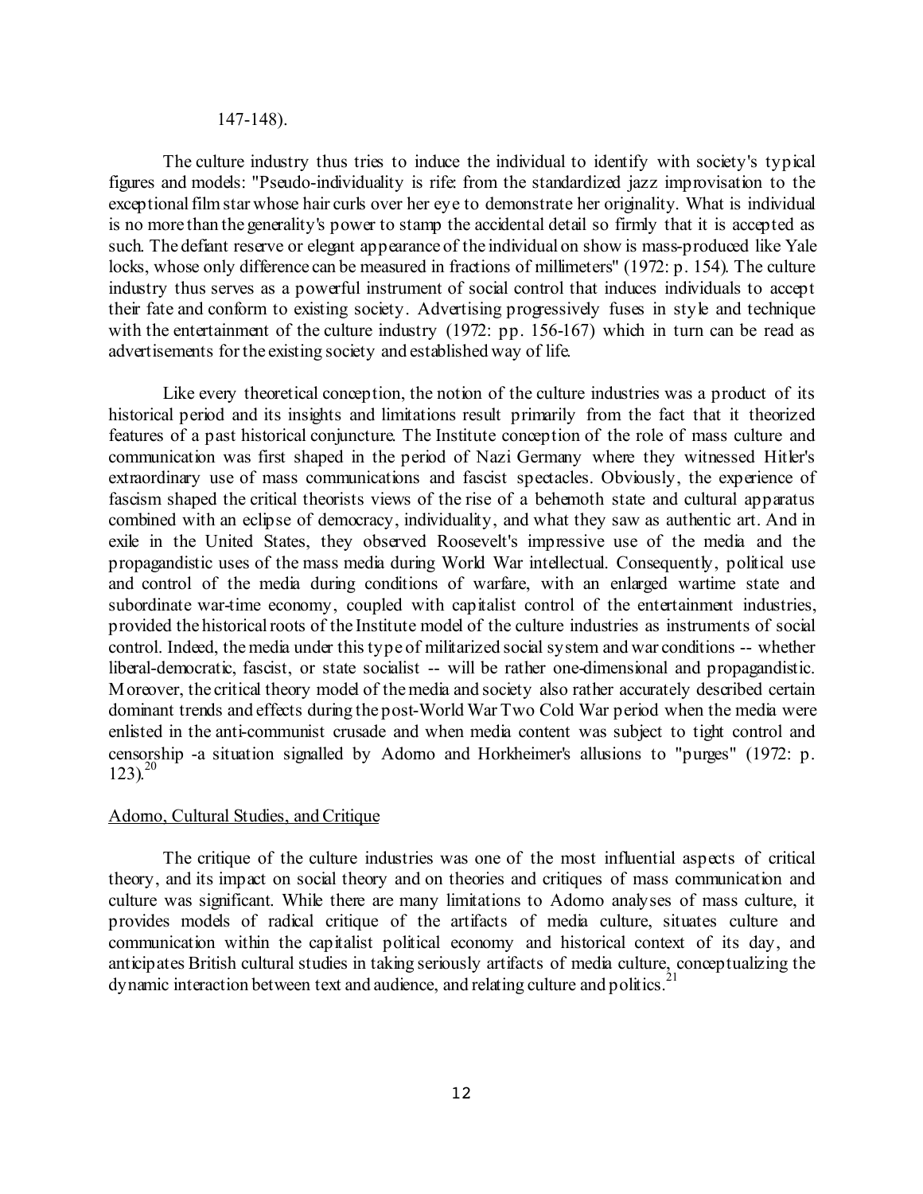147-148).

The culture industry thus tries to induce the individual to identify with society's typical figures and models: "Pseudo-individuality is rife: from the standardized jazz improvisation to the exceptional film star whose hair curls over her eye to demonstrate her originality. What is individual is no more than the generality's power to stamp the accidental detail so firmly that it is accepted as such. The defiant reserve or elegant appearance of the individual on show is mass-produced like Yale locks, whose only difference can be measured in fractions of millimeters" (1972: p. 154). The culture industry thus serves as a powerful instrument of social control that induces individuals to accept their fate and conform to existing society. Advertising progressively fuses in style and technique with the entertainment of the culture industry (1972: pp. 156-167) which in turn can be read as advertisements for the existing society and established way of life.

Like every theoretical conception, the notion of the culture industries was a product of its historical period and its insights and limitations result primarily from the fact that it theorized features of a past historical conjuncture. The Institute conception of the role of mass culture and communication was first shaped in the period of Nazi Germany where they witnessed Hitler's extraordinary use of mass communications and fascist spectacles. Obviously, the experience of fascism shaped the critical theorists views of the rise of a behemoth state and cultural apparatus combined with an eclipse of democracy, individuality, and what they saw as authentic art. And in exile in the United States, they observed Roosevelt's impressive use of the media and the propagandistic uses of the mass media during World War intellectual. Consequently, political use and control of the media during conditions of warfare, with an enlarged wartime state and subordinate war-time economy, coupled with capitalist control of the entertainment industries, provided the historical roots of the Institute model of the culture industries as instruments of social control. Indeed, the media under this type of militarized social system and war conditions -- whether liberal-democratic, fascist, or state socialist -- will be rather one-dimensional and propagandistic. Moreover, the critical theory model of the media and society also rather accurately described certain dominant trends and effects during the post-World War Two Cold War period when the media were enlisted in the anti-communist crusade and when media content was subject to tight control and censorship -a situation signalled by Adorno and Horkheimer's allusions to "purges" (1972: p. 123).[20]

## Adorno, Cultural Studies, and Critique

The critique of the culture industries was one of the most influential aspects of critical theory, and its impact on social theory and on theories and critiques of mass communication and culture was significant. While there are many limitations to Adorno analyses of mass culture, it provides models of radical critique of the artifacts of media culture, situates culture and communication within the capitalist political economy and historical context of its day, and anticipates British cultural studies in taking seriously artifacts of media culture, conceptualizing the dynamic interaction between text and audience, and relating culture and politics.[21]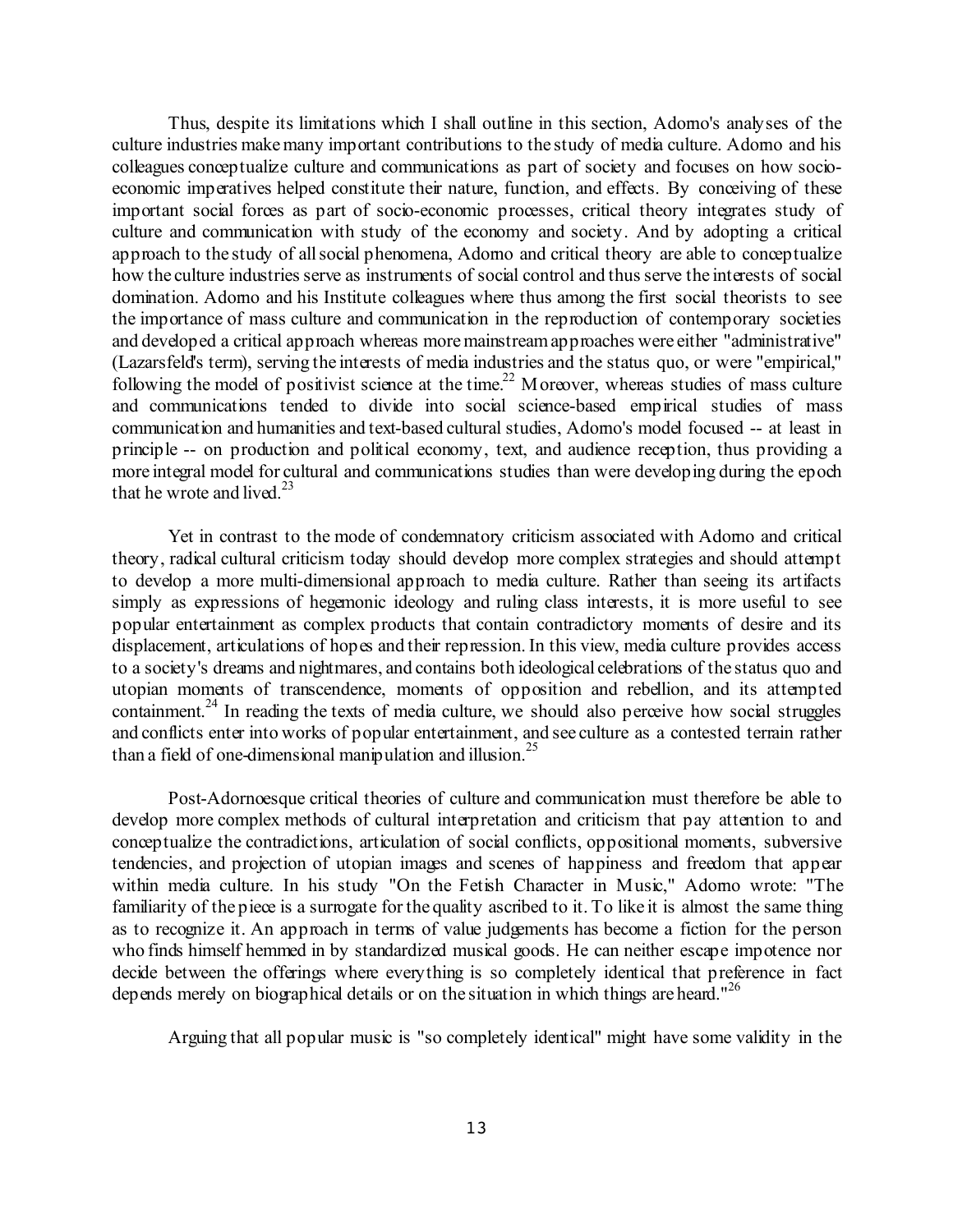Thus, despite its limitations which I shall outline in this section, Adorno's analyses of the culture industries make many important contributions to the study of media culture. Adorno and his colleagues conceptualize culture and communications as part of society and focuses on how socio-economic imperatives helped constitute their nature, function, and effects. By conceiving of these important social forces as part of socio-economic processes, critical theory integrates study of culture and communication with study of the economy and society. And by adopting a critical approach to the study of all social phenomena, Adorno and critical theory are able to conceptualize how the culture industries serve as instruments of social control and thus serve the interests of social domination. Adorno and his Institute colleagues where thus among the first social theorists to see the importance of mass culture and communication in the reproduction of contemporary societies and developed a critical approach whereas more mainstream approaches were either "administrative" (Lazarsfeld's term), serving the interests of media industries and the status quo, or were "empirical," following the model of positivist science at the time.[22] Moreover, whereas studies of mass culture and communications tended to divide into social science-based empirical studies of mass communication and humanities and text-based cultural studies, Adorno's model focused -- at least in principle -- on production and political economy, text, and audience reception, thus providing a more integral model for cultural and communications studies than were developing during the epoch that he wrote and lived.[23]

Yet in contrast to the mode of condemnatory criticism associated with Adorno and critical theory, radical cultural criticism today should develop more complex strategies and should attempt to develop a more multi-dimensional approach to media culture. Rather than seeing its artifacts simply as expressions of hegemonic ideology and ruling class interests, it is more useful to see popular entertainment as complex products that contain contradictory moments of desire and its displacement, articulations of hopes and their repression. In this view, media culture provides access to a society's dreams and nightmares, and contains both ideological celebrations of the status quo and utopian moments of transcendence, moments of opposition and rebellion, and its attempted containment.[24] In reading the texts of media culture, we should also perceive how social struggles and conflicts enter into works of popular entertainment, and see culture as a contested terrain rather than a field of one-dimensional manipulation and illusion.[25]

Post-Adornoesque critical theories of culture and communication must therefore be able to develop more complex methods of cultural interpretation and criticism that pay attention to and conceptualize the contradictions, articulation of social conflicts, oppositional moments, subversive tendencies, and projection of utopian images and scenes of happiness and freedom that appear within media culture. In his study "On the Fetish Character in Music," Adorno wrote: "The familiarity of the piece is a surrogate for the quality ascribed to it. To like it is almost the same thing as to recognize it. An approach in terms of value judgements has become a fiction for the person who finds himself hemmed in by standardized musical goods. He can neither escape impotence nor decide between the offerings where everything is so completely identical that preference in fact depends merely on biographical details or on the situation in which things are heard."[26]

Arguing that all popular music is "so completely identical" might have some validity in the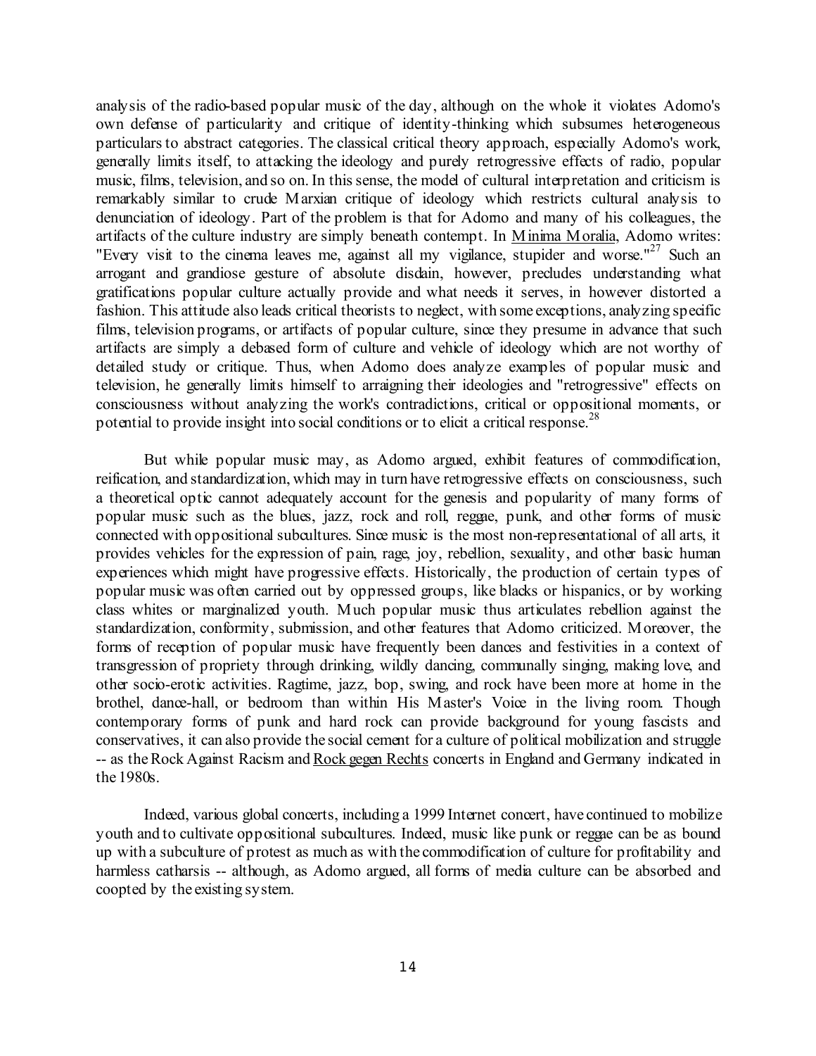analysis of the radio-based popular music of the day, although on the whole it violates Adorno's own defense of particularity and critique of identity-thinking which subsumes heterogeneous particulars to abstract categories. The classical critical theory approach, especially Adorno's work, generally limits itself, to attacking the ideology and purely retrogressive effects of radio, popular music, films, television, and so on. In this sense, the model of cultural interpretation and criticism is remarkably similar to crude Marxian critique of ideology which restricts cultural analysis to denunciation of ideology. Part of the problem is that for Adorno and many of his colleagues, the artifacts of the culture industry are simply beneath contempt. In Minima Moralia, Adorno writes: "Every visit to the cinema leaves me, against all my vigilance, stupider and worse."[27] Such an arrogant and grandiose gesture of absolute disdain, however, precludes understanding what gratifications popular culture actually provide and what needs it serves, in however distorted a fashion. This attitude also leads critical theorists to neglect, with some exceptions, analyzing specific films, television programs, or artifacts of popular culture, since they presume in advance that such artifacts are simply a debased form of culture and vehicle of ideology which are not worthy of detailed study or critique. Thus, when Adorno does analyze examples of popular music and television, he generally limits himself to arraigning their ideologies and "retrogressive" effects on consciousness without analyzing the work's contradictions, critical or oppositional moments, or potential to provide insight into social conditions or to elicit a critical response.[28]

But while popular music may, as Adorno argued, exhibit features of commodification, reification, and standardization, which may in turn have retrogressive effects on consciousness, such a theoretical optic cannot adequately account for the genesis and popularity of many forms of popular music such as the blues, jazz, rock and roll, reggae, punk, and other forms of music connected with oppositional subcultures. Since music is the most non-representational of all arts, it provides vehicles for the expression of pain, rage, joy, rebellion, sexuality, and other basic human experiences which might have progressive effects. Historically, the production of certain types of popular music was often carried out by oppressed groups, like blacks or hispanics, or by working class whites or marginalized youth. Much popular music thus articulates rebellion against the standardization, conformity, submission, and other features that Adorno criticized. Moreover, the forms of reception of popular music have frequently been dances and festivities in a context of transgression of propriety through drinking, wildly dancing, communally singing, making love, and other socio-erotic activities. Ragtime, jazz, bop, swing, and rock have been more at home in the brothel, dance-hall, or bedroom than within His Master's Voice in the living room. Though contemporary forms of punk and hard rock can provide background for young fascists and conservatives, it can also provide the social cement for a culture of political mobilization and struggle -- as the Rock Against Racism and Rock gegen Rechts concerts in England and Germany indicated in the 1980s.

Indeed, various global concerts, including a 1999 Internet concert, have continued to mobilize youth and to cultivate oppositional subcultures. Indeed, music like punk or reggae can be as bound up with a subculture of protest as much as with the commodification of culture for profitability and harmless catharsis -- although, as Adorno argued, all forms of media culture can be absorbed and coopted by the existing system.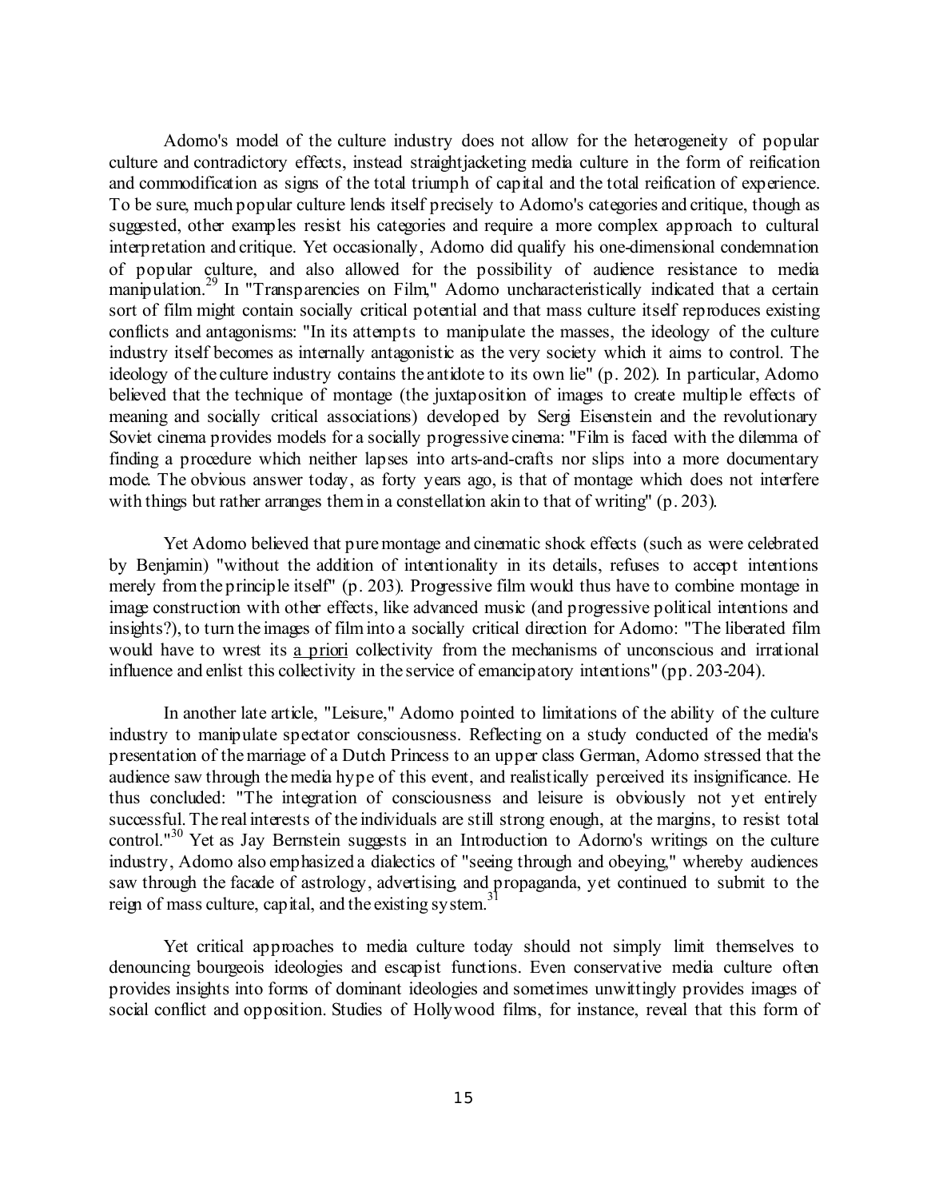Adorno's model of the culture industry does not allow for the heterogeneity of popular culture and contradictory effects, instead straightjacketing media culture in the form of reification and commodification as signs of the total triumph of capital and the total reification of experience. To be sure, much popular culture lends itself precisely to Adorno's categories and critique, though as suggested, other examples resist his categories and require a more complex approach to cultural interpretation and critique. Yet occasionally, Adorno did qualify his one-dimensional condemnation of popular culture, and also allowed for the possibility of audience resistance to media manipulation.[29] In "Transparencies on Film," Adorno uncharacteristically indicated that a certain sort of film might contain socially critical potential and that mass culture itself reproduces existing conflicts and antagonisms: "In its attempts to manipulate the masses, the ideology of the culture industry itself becomes as internally antagonistic as the very society which it aims to control. The ideology of the culture industry contains the antidote to its own lie" (p. 202). In particular, Adorno believed that the technique of montage (the juxtaposition of images to create multiple effects of meaning and socially critical associations) developed by Sergi Eisenstein and the revolutionary Soviet cinema provides models for a socially progressive cinema: "Film is faced with the dilemma of finding a procedure which neither lapses into arts-and-crafts nor slips into a more documentary mode. The obvious answer today, as forty years ago, is that of montage which does not interfere with things but rather arranges them in a constellation akin to that of writing" (p. 203).

Yet Adorno believed that pure montage and cinematic shock effects (such as were celebrated by Benjamin) "without the addition of intentionality in its details, refuses to accept intentions merely from the principle itself" (p. 203). Progressive film would thus have to combine montage in image construction with other effects, like advanced music (and progressive political intentions and insights?), to turn the images of film into a socially critical direction for Adorno: "The liberated film would have to wrest its a priori collectivity from the mechanisms of unconscious and irrational influence and enlist this collectivity in the service of emancipatory intentions" (pp. 203-204).

In another late article, "Leisure," Adorno pointed to limitations of the ability of the culture industry to manipulate spectator consciousness. Reflecting on a study conducted of the media's presentation of the marriage of a Dutch Princess to an upper class German, Adorno stressed that the audience saw through the media hype of this event, and realistically perceived its insignificance. He thus concluded: "The integration of consciousness and leisure is obviously not yet entirely successful. The real interests of the individuals are still strong enough, at the margins, to resist total control."[30] Yet as Jay Bernstein suggests in an Introduction to Adorno's writings on the culture industry, Adorno also emphasized a dialectics of "seeing through and obeying," whereby audiences saw through the facade of astrology, advertising, and propaganda, yet continued to submit to the reign of mass culture, capital, and the existing system.[31]

Yet critical approaches to media culture today should not simply limit themselves to denouncing bourgeois ideologies and escapist functions. Even conservative media culture often provides insights into forms of dominant ideologies and sometimes unwittingly provides images of social conflict and opposition. Studies of Hollywood films, for instance, reveal that this form of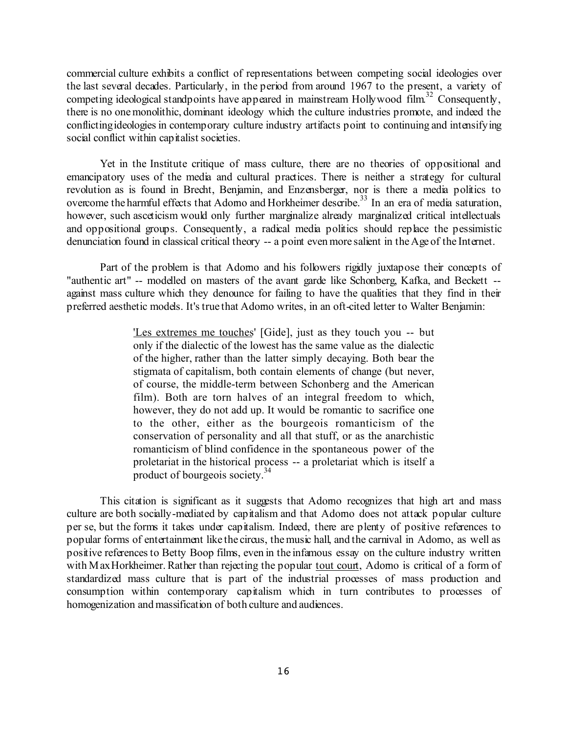commercial culture exhibits a conflict of representations between competing social ideologies over the last several decades. Particularly, in the period from around 1967 to the present, a variety of competing ideological standpoints have appeared in mainstream Hollywood film.[32] Consequently, there is no one monolithic, dominant ideology which the culture industries promote, and indeed the conflicting ideologies in contemporary culture industry artifacts point to continuing and intensifying social conflict within capitalist societies.

Yet in the Institute critique of mass culture, there are no theories of oppositional and emancipatory uses of the media and cultural practices. There is neither a strategy for cultural revolution as is found in Brecht, Benjamin, and Enzensberger, nor is there a media politics to overcome the harmful effects that Adorno and Horkheimer describe.[33] In an era of media saturation, however, such asceticism would only further marginalize already marginalized critical intellectuals and oppositional groups. Consequently, a radical media politics should replace the pessimistic denunciation found in classical critical theory -- a point even more salient in the Age of the Internet.

Part of the problem is that Adorno and his followers rigidly juxtapose their concepts of "authentic art" -- modelled on masters of the avant garde like Schonberg, Kafka, and Beckett -- against mass culture which they denounce for failing to have the qualities that they find in their preferred aesthetic models. It's true that Adorno writes, in an oft-cited letter to Walter Benjamin:

> 'Les extremes me touches' [Gide], just as they touch you -- but only if the dialectic of the lowest has the same value as the dialectic of the higher, rather than the latter simply decaying. Both bear the stigmata of capitalism, both contain elements of change (but never, of course, the middle-term between Schonberg and the American film). Both are torn halves of an integral freedom to which, however, they do not add up. It would be romantic to sacrifice one to the other, either as the bourgeois romanticism of the conservation of personality and all that stuff, or as the anarchistic romanticism of blind confidence in the spontaneous power of the proletariat in the historical process -- a proletariat which is itself a product of bourgeois society.[34]

This citation is significant as it suggests that Adorno recognizes that high art and mass culture are both socially-mediated by capitalism and that Adorno does not attack popular culture per se, but the forms it takes under capitalism. Indeed, there are plenty of positive references to popular forms of entertainment like the circus, the music hall, and the carnival in Adorno, as well as positive references to Betty Boop films, even in the infamous essay on the culture industry written with Max Horkheimer. Rather than rejecting the popular tout court, Adorno is critical of a form of standardized mass culture that is part of the industrial processes of mass production and consumption within contemporary capitalism which in turn contributes to processes of homogenization and massification of both culture and audiences.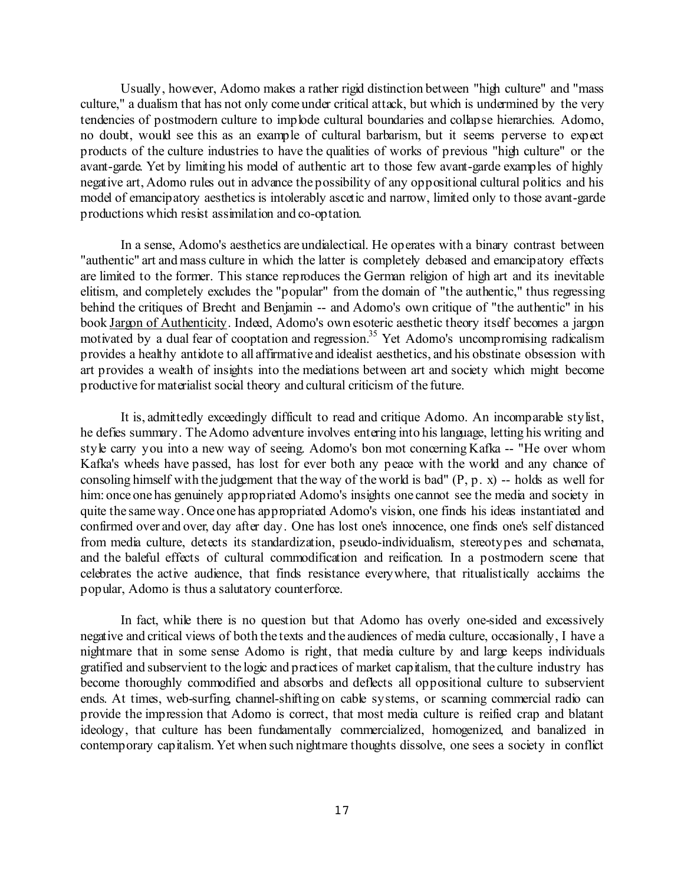Usually, however, Adorno makes a rather rigid distinction between "high culture" and "mass culture," a dualism that has not only come under critical attack, but which is undermined by the very tendencies of postmodern culture to implode cultural boundaries and collapse hierarchies. Adorno, no doubt, would see this as an example of cultural barbarism, but it seems perverse to expect products of the culture industries to have the qualities of works of previous "high culture" or the avant-garde. Yet by limiting his model of authentic art to those few avant-garde examples of highly negative art, Adorno rules out in advance the possibility of any oppositional cultural politics and his model of emancipatory aesthetics is intolerably ascetic and narrow, limited only to those avant-garde productions which resist assimilation and co-optation.

In a sense, Adorno's aesthetics are undialectical. He operates with a binary contrast between "authentic" art and mass culture in which the latter is completely debased and emancipatory effects are limited to the former. This stance reproduces the German religion of high art and its inevitable elitism, and completely excludes the "popular" from the domain of "the authentic," thus regressing behind the critiques of Brecht and Benjamin -- and Adorno's own critique of "the authentic" in his book Jargon of Authenticity. Indeed, Adorno's own esoteric aesthetic theory itself becomes a jargon motivated by a dual fear of cooptation and regression.[35] Yet Adorno's uncompromising radicalism provides a healthy antidote to all affirmative and idealist aesthetics, and his obstinate obsession with art provides a wealth of insights into the mediations between art and society which might become productive for materialist social theory and cultural criticism of the future.

It is, admittedly exceedingly difficult to read and critique Adorno. An incomparable stylist, he defies summary. The Adorno adventure involves entering into his language, letting his writing and style carry you into a new way of seeing. Adorno's bon mot concerning Kafka -- "He over whom Kafka's wheels have passed, has lost for ever both any peace with the world and any chance of consoling himself with the judgement that the way of the world is bad" (P, p. x) -- holds as well for him: once one has genuinely appropriated Adorno's insights one cannot see the media and society in quite the same way. Once one has appropriated Adorno's vision, one finds his ideas instantiated and confirmed over and over, day after day. One has lost one's innocence, one finds one's self distanced from media culture, detects its standardization, pseudo-individualism, stereotypes and schemata, and the baleful effects of cultural commodification and reification. In a postmodern scene that celebrates the active audience, that finds resistance everywhere, that ritualistically acclaims the popular, Adorno is thus a salutatory counterforce.

In fact, while there is no question but that Adorno has overly one-sided and excessively negative and critical views of both the texts and the audiences of media culture, occasionally, I have a nightmare that in some sense Adorno is right, that media culture by and large keeps individuals gratified and subservient to the logic and practices of market capitalism, that the culture industry has become thoroughly commodified and absorbs and deflects all oppositional culture to subservient ends. At times, web-surfing, channel-shifting on cable systems, or scanning commercial radio can provide the impression that Adorno is correct, that most media culture is reified crap and blatant ideology, that culture has been fundamentally commercialized, homogenized, and banalized in contemporary capitalism. Yet when such nightmare thoughts dissolve, one sees a society in conflict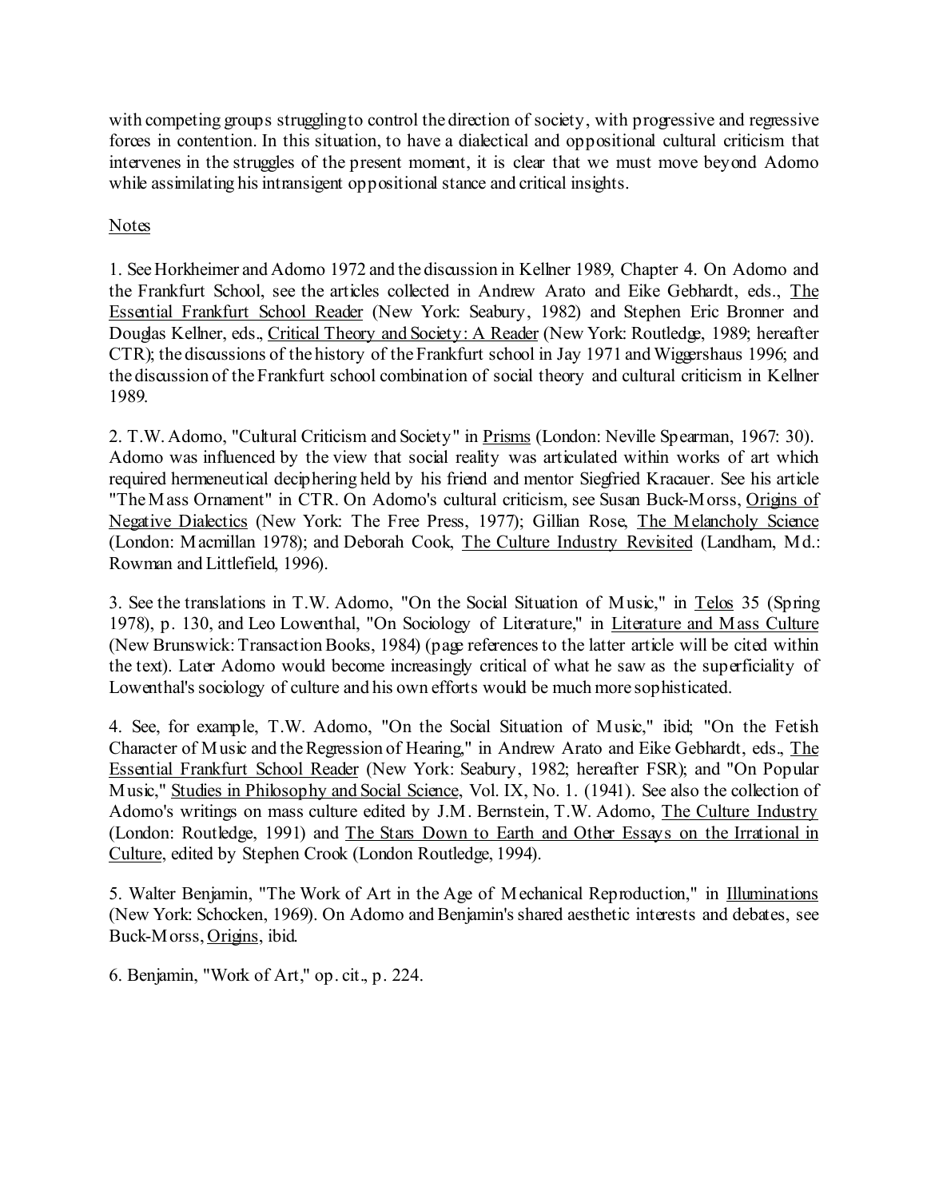with competing groups struggling to control the direction of society, with progressive and regressive forces in contention. In this situation, to have a dialectical and oppositional cultural criticism that intervenes in the struggles of the present moment, it is clear that we must move beyond Adorno while assimilating his intransigent oppositional stance and critical insights.

Notes

1. See Horkheimer and Adorno 1972 and the discussion in Kellner 1989, Chapter 4. On Adorno and the Frankfurt School, see the articles collected in Andrew Arato and Eike Gebhardt, eds., The Essential Frankfurt School Reader (New York: Seabury, 1982) and Stephen Eric Bronner and Douglas Kellner, eds., Critical Theory and Society: A Reader (New York: Routledge, 1989; hereafter CTR); the discussions of the history of the Frankfurt school in Jay 1971 and Wiggershaus 1996; and the discussion of the Frankfurt school combination of social theory and cultural criticism in Kellner 1989.

2. T.W. Adorno, "Cultural Criticism and Society" in Prisms (London: Neville Spearman, 1967: 30). Adorno was influenced by the view that social reality was articulated within works of art which required hermeneutical deciphering held by his friend and mentor Siegfried Kracauer. See his article "The Mass Ornament" in CTR. On Adorno's cultural criticism, see Susan Buck-Morss, Origins of Negative Dialectics (New York: The Free Press, 1977); Gillian Rose, The Melancholy Science (London: Macmillan 1978); and Deborah Cook, The Culture Industry Revisited (Landham, Md.: Rowman and Littlefield, 1996).

3. See the translations in T.W. Adorno, "On the Social Situation of Music," in Telos 35 (Spring 1978), p. 130, and Leo Lowenthal, "On Sociology of Literature," in Literature and Mass Culture (New Brunswick: Transaction Books, 1984) (page references to the latter article will be cited within the text). Later Adorno would become increasingly critical of what he saw as the superficiality of Lowenthal's sociology of culture and his own efforts would be much more sophisticated.

4. See, for example, T.W. Adorno, "On the Social Situation of Music," ibid; "On the Fetish Character of Music and the Regression of Hearing," in Andrew Arato and Eike Gebhardt, eds., The Essential Frankfurt School Reader (New York: Seabury, 1982; hereafter FSR); and "On Popular Music," Studies in Philosophy and Social Science, Vol. IX, No. 1. (1941). See also the collection of Adorno's writings on mass culture edited by J.M. Bernstein, T.W. Adorno, The Culture Industry (London: Routledge, 1991) and The Stars Down to Earth and Other Essays on the Irrational in Culture, edited by Stephen Crook (London Routledge, 1994).

5. Walter Benjamin, "The Work of Art in the Age of Mechanical Reproduction," in Illuminations (New York: Schocken, 1969). On Adorno and Benjamin's shared aesthetic interests and debates, see Buck-Morss, Origins, ibid.

6. Benjamin, "Work of Art," op. cit., p. 224.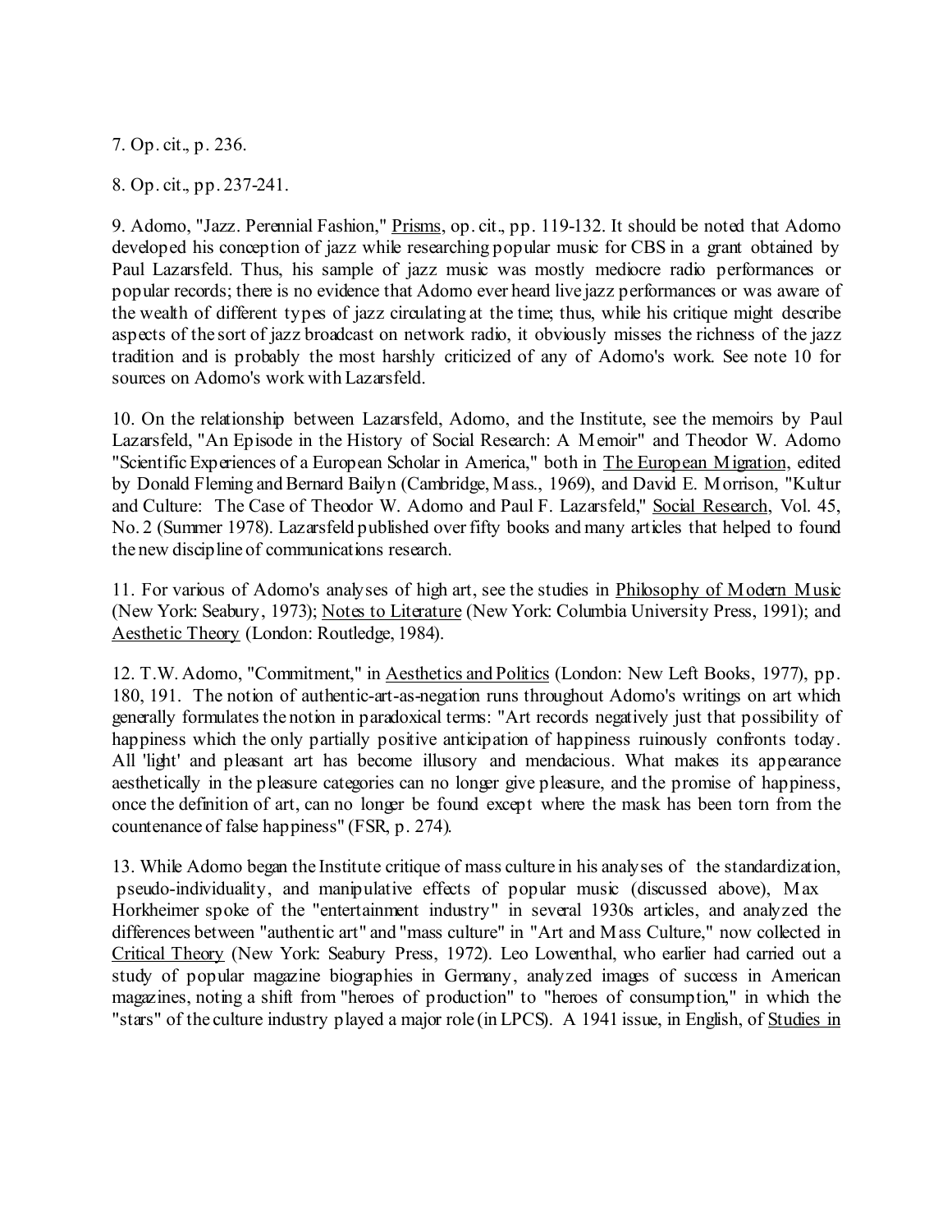7. Op. cit., p. 236.

8. Op. cit., pp. 237-241.

9. Adorno, "Jazz. Perennial Fashion," Prisms, op. cit., pp. 119-132. It should be noted that Adorno developed his conception of jazz while researching popular music for CBS in a grant obtained by Paul Lazarsfeld. Thus, his sample of jazz music was mostly mediocre radio performances or popular records; there is no evidence that Adorno ever heard live jazz performances or was aware of the wealth of different types of jazz circulating at the time; thus, while his critique might describe aspects of the sort of jazz broadcast on network radio, it obviously misses the richness of the jazz tradition and is probably the most harshly criticized of any of Adorno's work. See note 10 for sources on Adorno's work with Lazarsfeld.

10. On the relationship between Lazarsfeld, Adorno, and the Institute, see the memoirs by Paul Lazarsfeld, "An Episode in the History of Social Research: A Memoir" and Theodor W. Adorno "Scientific Experiences of a European Scholar in America," both in The European Migration, edited by Donald Fleming and Bernard Bailyn (Cambridge, Mass., 1969), and David E. Morrison, "Kultur and Culture: The Case of Theodor W. Adorno and Paul F. Lazarsfeld," Social Research, Vol. 45, No. 2 (Summer 1978). Lazarsfeld published over fifty books and many articles that helped to found the new discipline of communications research.

11. For various of Adorno's analyses of high art, see the studies in Philosophy of Modern Music (New York: Seabury, 1973); Notes to Literature (New York: Columbia University Press, 1991); and Aesthetic Theory (London: Routledge, 1984).

12. T.W. Adorno, "Commitment," in Aesthetics and Politics (London: New Left Books, 1977), pp. 180, 191. The notion of authentic-art-as-negation runs throughout Adorno's writings on art which generally formulates the notion in paradoxical terms: "Art records negatively just that possibility of happiness which the only partially positive anticipation of happiness ruinously confronts today. All 'light' and pleasant art has become illusory and mendacious. What makes its appearance aesthetically in the pleasure categories can no longer give pleasure, and the promise of happiness, once the definition of art, can no longer be found except where the mask has been torn from the countenance of false happiness" (FSR, p. 274).

13. While Adorno began the Institute critique of mass culture in his analyses of the standardization, pseudo-individuality, and manipulative effects of popular music (discussed above), Max Horkheimer spoke of the "entertainment industry" in several 1930s articles, and analyzed the differences between "authentic art" and "mass culture" in "Art and Mass Culture," now collected in Critical Theory (New York: Seabury Press, 1972). Leo Lowenthal, who earlier had carried out a study of popular magazine biographies in Germany, analyzed images of success in American magazines, noting a shift from "heroes of production" to "heroes of consumption," in which the "stars" of the culture industry played a major role (in LPCS). A 1941 issue, in English, of Studies in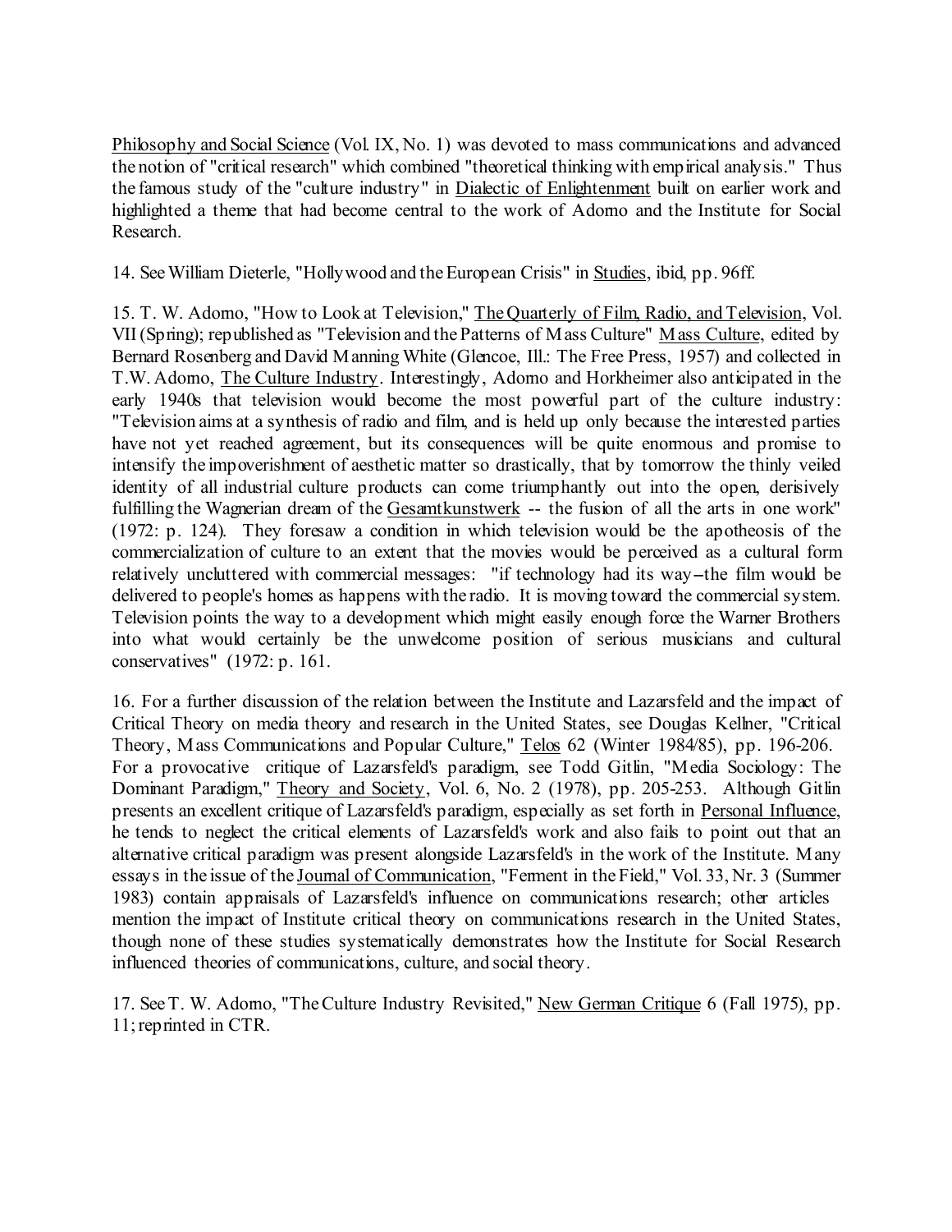Philosophy and Social Science (Vol. IX, No. 1) was devoted to mass communications and advanced the notion of "critical research" which combined "theoretical thinking with empirical analysis." Thus the famous study of the "culture industry" in Dialectic of Enlightenment built on earlier work and highlighted a theme that had become central to the work of Adorno and the Institute for Social Research.

14. See William Dieterle, "Hollywood and the European Crisis" in Studies, ibid, pp. 96ff.

15. T. W. Adorno, "How to Look at Television," The Quarterly of Film, Radio, and Television, Vol. VII (Spring); republished as "Television and the Patterns of Mass Culture" Mass Culture, edited by Bernard Rosenberg and David Manning White (Glencoe, Ill.: The Free Press, 1957) and collected in T.W. Adorno, The Culture Industry. Interestingly, Adorno and Horkheimer also anticipated in the early 1940s that television would become the most powerful part of the culture industry: "Television aims at a synthesis of radio and film, and is held up only because the interested parties have not yet reached agreement, but its consequences will be quite enormous and promise to intensify the impoverishment of aesthetic matter so drastically, that by tomorrow the thinly veiled identity of all industrial culture products can come triumphantly out into the open, derisively fulfilling the Wagnerian dream of the Gesamtkunstwerk -- the fusion of all the arts in one work" (1972: p. 124). They foresaw a condition in which television would be the apotheosis of the commercialization of culture to an extent that the movies would be perceived as a cultural form relatively uncluttered with commercial messages: "if technology had its way--the film would be delivered to people's homes as happens with the radio. It is moving toward the commercial system. Television points the way to a development which might easily enough force the Warner Brothers into what would certainly be the unwelcome position of serious musicians and cultural conservatives" (1972: p. 161.

16. For a further discussion of the relation between the Institute and Lazarsfeld and the impact of Critical Theory on media theory and research in the United States, see Douglas Kellner, "Critical Theory, Mass Communications and Popular Culture," Telos 62 (Winter 1984/85), pp. 196-206. For a provocative critique of Lazarsfeld's paradigm, see Todd Gitlin, "Media Sociology: The Dominant Paradigm," Theory and Society, Vol. 6, No. 2 (1978), pp. 205-253. Although Gitlin presents an excellent critique of Lazarsfeld's paradigm, especially as set forth in Personal Influence, he tends to neglect the critical elements of Lazarsfeld's work and also fails to point out that an alternative critical paradigm was present alongside Lazarsfeld's in the work of the Institute. Many essays in the issue of the Journal of Communication, "Ferment in the Field," Vol. 33, Nr. 3 (Summer 1983) contain appraisals of Lazarsfeld's influence on communications research; other articles mention the impact of Institute critical theory on communications research in the United States, though none of these studies systematically demonstrates how the Institute for Social Research influenced theories of communications, culture, and social theory.

17. See T. W. Adorno, "The Culture Industry Revisited," New German Critique 6 (Fall 1975), pp. 11; reprinted in CTR.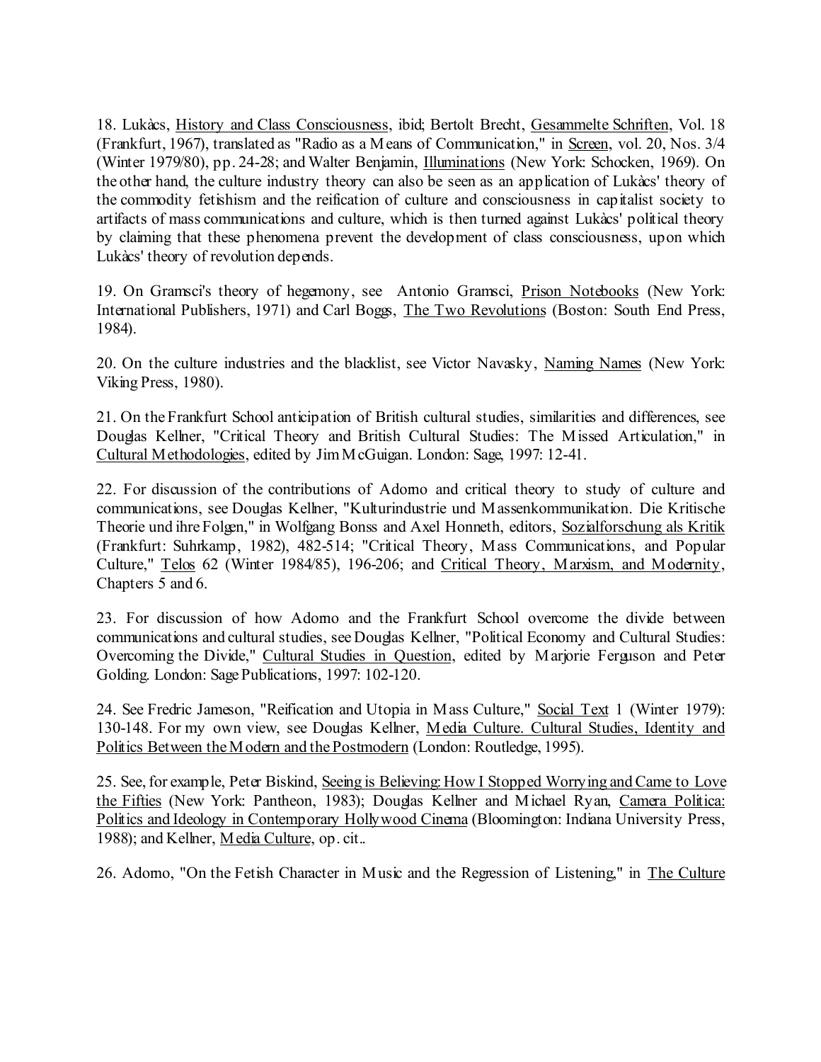18. Lukàcs, History and Class Consciousness, ibid; Bertolt Brecht, Gesammelte Schriften, Vol. 18 (Frankfurt, 1967), translated as "Radio as a Means of Communication," in Screen, vol. 20, Nos. 3/4 (Winter 1979/80), pp. 24-28; and Walter Benjamin, Illuminations (New York: Schocken, 1969). On the other hand, the culture industry theory can also be seen as an application of Lukàcs' theory of the commodity fetishism and the reification of culture and consciousness in capitalist society to artifacts of mass communications and culture, which is then turned against Lukàcs' political theory by claiming that these phenomena prevent the development of class consciousness, upon which Lukàcs' theory of revolution depends.

19. On Gramsci's theory of hegemony, see Antonio Gramsci, Prison Notebooks (New York: International Publishers, 1971) and Carl Boggs, The Two Revolutions (Boston: South End Press, 1984).

20. On the culture industries and the blacklist, see Victor Navasky, Naming Names (New York: Viking Press, 1980).

21. On the Frankfurt School anticipation of British cultural studies, similarities and differences, see Douglas Kellner, "Critical Theory and British Cultural Studies: The Missed Articulation," in Cultural Methodologies, edited by Jim McGuigan. London: Sage, 1997: 12-41.

22. For discussion of the contributions of Adorno and critical theory to study of culture and communications, see Douglas Kellner, "Kulturindustrie und Massenkommunikation. Die Kritische Theorie und ihre Folgen," in Wolfgang Bonss and Axel Honneth, editors, Sozialforschung als Kritik (Frankfurt: Suhrkamp, 1982), 482-514; "Critical Theory, Mass Communications, and Popular Culture," Telos 62 (Winter 1984/85), 196-206; and Critical Theory, Marxism, and Modernity, Chapters 5 and 6.

23. For discussion of how Adorno and the Frankfurt School overcome the divide between communications and cultural studies, see Douglas Kellner, "Political Economy and Cultural Studies: Overcoming the Divide," Cultural Studies in Question, edited by Marjorie Ferguson and Peter Golding. London: Sage Publications, 1997: 102-120.

24. See Fredric Jameson, "Reification and Utopia in Mass Culture," Social Text 1 (Winter 1979): 130-148. For my own view, see Douglas Kellner, Media Culture. Cultural Studies, Identity and Politics Between the Modern and the Postmodern (London: Routledge, 1995).

25. See, for example, Peter Biskind, Seeing is Believing: How I Stopped Worrying and Came to Love the Fifties (New York: Pantheon, 1983); Douglas Kellner and Michael Ryan, Camera Politica: Politics and Ideology in Contemporary Hollywood Cinema (Bloomington: Indiana University Press, 1988); and Kellner, Media Culture, op. cit..

26. Adorno, "On the Fetish Character in Music and the Regression of Listening," in The Culture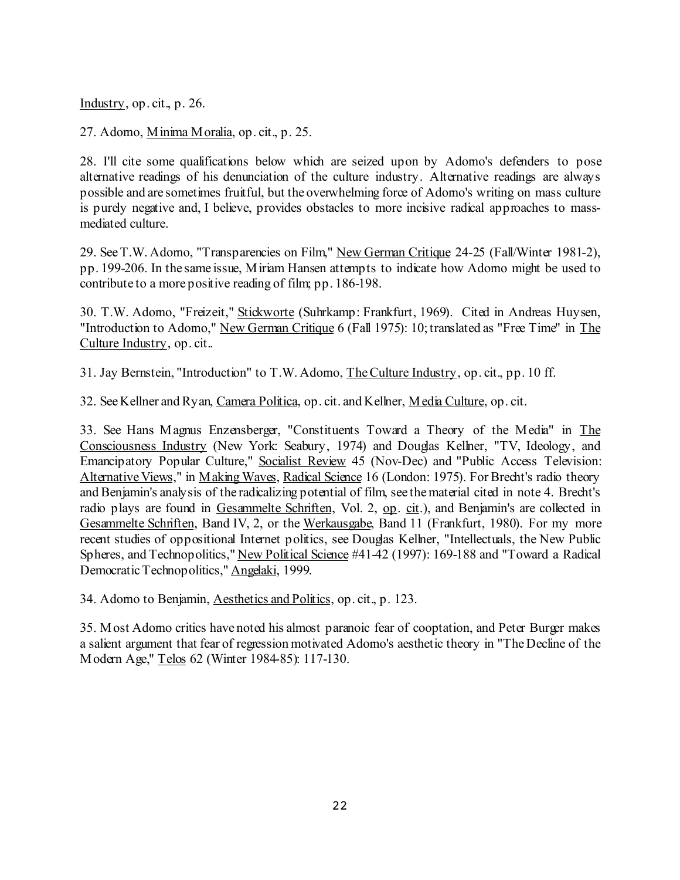Industry, op. cit., p. 26.

27. Adorno, Minima Moralia, op. cit., p. 25.

28. I'll cite some qualifications below which are seized upon by Adorno's defenders to pose alternative readings of his denunciation of the culture industry. Alternative readings are always possible and are sometimes fruitful, but the overwhelming force of Adorno's writing on mass culture is purely negative and, I believe, provides obstacles to more incisive radical approaches to mass-mediated culture.

29. See T.W. Adorno, "Transparencies on Film," New German Critique 24-25 (Fall/Winter 1981-2), pp. 199-206. In the same issue, Miriam Hansen attempts to indicate how Adorno might be used to contribute to a more positive reading of film; pp. 186-198.

30. T.W. Adorno, "Freizeit," Stickworte (Suhrkamp: Frankfurt, 1969). Cited in Andreas Huysen, "Introduction to Adorno," New German Critique 6 (Fall 1975): 10; translated as "Free Time" in The Culture Industry, op. cit..

31. Jay Bernstein, "Introduction" to T.W. Adorno, The Culture Industry, op. cit., pp. 10 ff.

32. See Kellner and Ryan, Camera Politica, op. cit. and Kellner, Media Culture, op. cit.

33. See Hans Magnus Enzensberger, "Constituents Toward a Theory of the Media" in The Consciousness Industry (New York: Seabury, 1974) and Douglas Kellner, "TV, Ideology, and Emancipatory Popular Culture," Socialist Review 45 (Nov-Dec) and "Public Access Television: Alternative Views," in Making Waves, Radical Science 16 (London: 1975). For Brecht's radio theory and Benjamin's analysis of the radicalizing potential of film, see the material cited in note 4. Brecht's radio plays are found in Gesammelte Schriften, Vol. 2, op. cit.), and Benjamin's are collected in Gesammelte Schriften, Band IV, 2, or the Werkausgabe, Band 11 (Frankfurt, 1980). For my more recent studies of oppositional Internet politics, see Douglas Kellner, "Intellectuals, the New Public Spheres, and Technopolitics," New Political Science #41-42 (1997): 169-188 and "Toward a Radical Democratic Technopolitics," Angelaki, 1999.

34. Adorno to Benjamin, Aesthetics and Politics, op. cit., p. 123.

35. Most Adorno critics have noted his almost paranoic fear of cooptation, and Peter Burger makes a salient argument that fear of regression motivated Adorno's aesthetic theory in "The Decline of the Modern Age," Telos 62 (Winter 1984-85): 117-130.